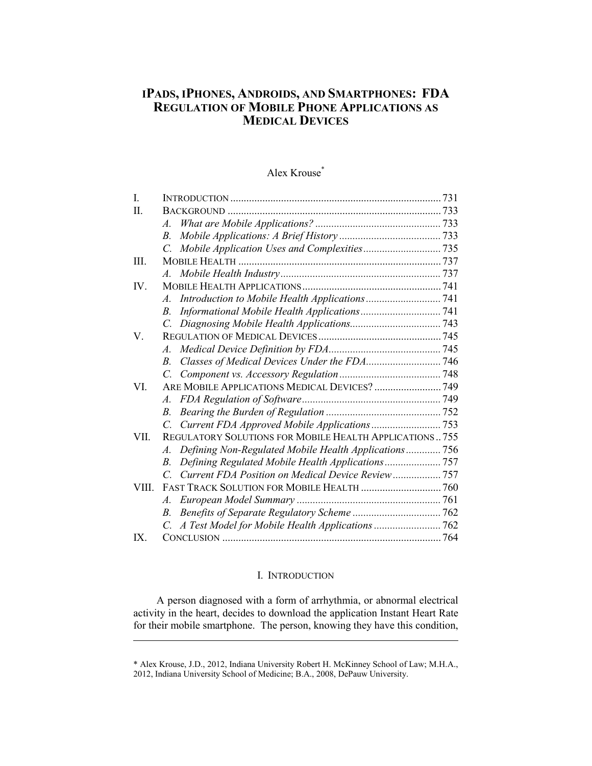# iPADS, iPHONES, ANDROIDS, AND SMARTPHONES: FDA REGULATION OF MOBILE PHONE APPLICATIONS AS MEDICAL DEVICES

Alex Krouse[*]

| | | |
|---|---|---|
| I. | INTRODUCTION | 731 |
| II. | BACKGROUND | 733 |
| | *A. What are Mobile Applications?* | 733 |
| | *B. Mobile Applications: A Brief History* | 733 |
| | *C. Mobile Application Uses and Complexities* | 735 |
| III. | MOBILE HEALTH | 737 |
| | *A. Mobile Health Industry* | 737 |
| IV. | MOBILE HEALTH APPLICATIONS | 741 |
| | *A. Introduction to Mobile Health Applications* | 741 |
| | *B. Informational Mobile Health Applications* | 741 |
| | *C. Diagnosing Mobile Health Applications* | 743 |
| V. | REGULATION OF MEDICAL DEVICES | 745 |
| | *A. Medical Device Definition by FDA* | 745 |
| | *B. Classes of Medical Devices Under the FDA* | 746 |
| | *C. Component vs. Accessory Regulation* | 748 |
| VI. | ARE MOBILE APPLICATIONS MEDICAL DEVICES? | 749 |
| | *A. FDA Regulation of Software* | 749 |
| | *B. Bearing the Burden of Regulation* | 752 |
| | *C. Current FDA Approved Mobile Applications* | 753 |
| VII. | REGULATORY SOLUTIONS FOR MOBILE HEALTH APPLICATIONS | 755 |
| | *A. Defining Non-Regulated Mobile Health Applications* | 756 |
| | *B. Defining Regulated Mobile Health Applications* | 757 |
| | *C. Current FDA Position on Medical Device Review* | 757 |
| VIII. | FAST TRACK SOLUTION FOR MOBILE HEALTH | 760 |
| | *A. European Model Summary* | 761 |
| | *B. Benefits of Separate Regulatory Scheme* | 762 |
| | *C. A Test Model for Mobile Health Applications* | 762 |
| IX. | CONCLUSION | 764 |

## I. INTRODUCTION

A person diagnosed with a form of arrhythmia, or abnormal electrical activity in the heart, decides to download the application Instant Heart Rate for their mobile smartphone. The person, knowing they have this condition,

---

[*] Alex Krouse, J.D., 2012, Indiana University Robert H. McKinney School of Law; M.H.A., 2012, Indiana University School of Medicine; B.A., 2008, DePauw University.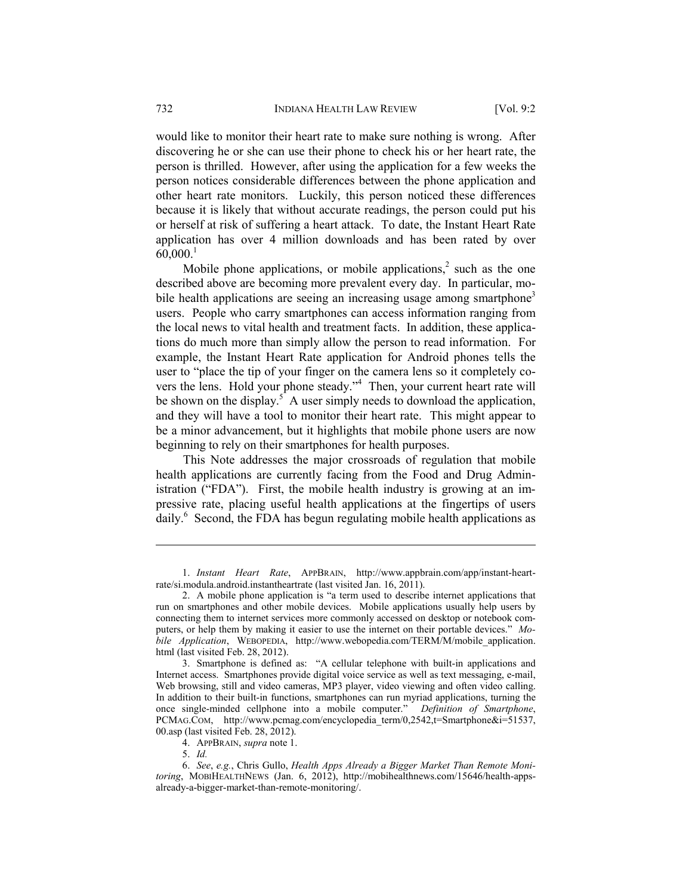would like to monitor their heart rate to make sure nothing is wrong. After discovering he or she can use their phone to check his or her heart rate, the person is thrilled. However, after using the application for a few weeks the person notices considerable differences between the phone application and other heart rate monitors. Luckily, this person noticed these differences because it is likely that without accurate readings, the person could put his or herself at risk of suffering a heart attack. To date, the Instant Heart Rate application has over 4 million downloads and has been rated by over 60,000.[1]

Mobile phone applications, or mobile applications,[2] such as the one described above are becoming more prevalent every day. In particular, mobile health applications are seeing an increasing usage among smartphone[3] users. People who carry smartphones can access information ranging from the local news to vital health and treatment facts. In addition, these applications do much more than simply allow the person to read information. For example, the Instant Heart Rate application for Android phones tells the user to "place the tip of your finger on the camera lens so it completely covers the lens. Hold your phone steady."[4] Then, your current heart rate will be shown on the display.[5] A user simply needs to download the application, and they will have a tool to monitor their heart rate. This might appear to be a minor advancement, but it highlights that mobile phone users are now beginning to rely on their smartphones for health purposes.

This Note addresses the major crossroads of regulation that mobile health applications are currently facing from the Food and Drug Administration ("FDA"). First, the mobile health industry is growing at an impressive rate, placing useful health applications at the fingertips of users daily.[6] Second, the FDA has begun regulating mobile health applications as

---

1. *Instant Heart Rate*, APPBRAIN, http://www.appbrain.com/app/instant-heart-rate/si.modula.android.instantheartrate (last visited Jan. 16, 2011).

2. A mobile phone application is "a term used to describe internet applications that run on smartphones and other mobile devices. Mobile applications usually help users by connecting them to internet services more commonly accessed on desktop or notebook computers, or help them by making it easier to use the internet on their portable devices." *Mobile Application*, WEBOPEDIA, http://www.webopedia.com/TERM/M/mobile_application.html (last visited Feb. 28, 2012).

3. Smartphone is defined as: "A cellular telephone with built-in applications and Internet access. Smartphones provide digital voice service as well as text messaging, e-mail, Web browsing, still and video cameras, MP3 player, video viewing and often video calling. In addition to their built-in functions, smartphones can run myriad applications, turning the once single-minded cellphone into a mobile computer." *Definition of Smartphone*, PCMAG.COM, http://www.pcmag.com/encyclopedia_term/0,2542,t=Smartphone&i=51537,00.asp (last visited Feb. 28, 2012).

4. APPBRAIN, *supra* note 1.

5. *Id.*

6. *See*, *e.g.*, Chris Gullo, *Health Apps Already a Bigger Market Than Remote Monitoring*, MOBIHEALTHNEWS (Jan. 6, 2012), http://mobihealthnews.com/15646/health-apps-already-a-bigger-market-than-remote-monitoring/.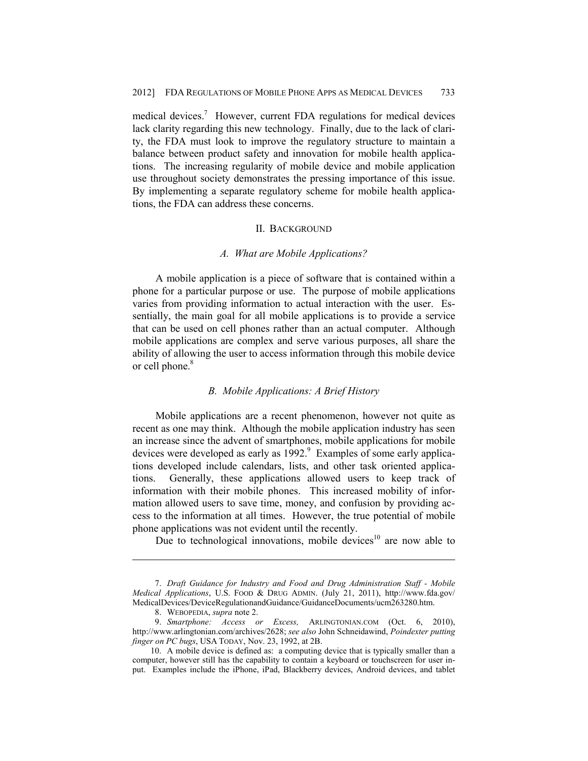medical devices.[7] However, current FDA regulations for medical devices lack clarity regarding this new technology. Finally, due to the lack of clarity, the FDA must look to improve the regulatory structure to maintain a balance between product safety and innovation for mobile health applications. The increasing regularity of mobile device and mobile application use throughout society demonstrates the pressing importance of this issue. By implementing a separate regulatory scheme for mobile health applications, the FDA can address these concerns.

## II. Background

### *A. What are Mobile Applications?*

A mobile application is a piece of software that is contained within a phone for a particular purpose or use. The purpose of mobile applications varies from providing information to actual interaction with the user. Essentially, the main goal for all mobile applications is to provide a service that can be used on cell phones rather than an actual computer. Although mobile applications are complex and serve various purposes, all share the ability of allowing the user to access information through this mobile device or cell phone.[8]

### *B. Mobile Applications: A Brief History*

Mobile applications are a recent phenomenon, however not quite as recent as one may think. Although the mobile application industry has seen an increase since the advent of smartphones, mobile applications for mobile devices were developed as early as 1992.[9] Examples of some early applications developed include calendars, lists, and other task oriented applications. Generally, these applications allowed users to keep track of information with their mobile phones. This increased mobility of information allowed users to save time, money, and confusion by providing access to the information at all times. However, the true potential of mobile phone applications was not evident until the recently.

Due to technological innovations, mobile devices[10] are now able to

---

7. *Draft Guidance for Industry and Food and Drug Administration Staff - Mobile Medical Applications*, U.S. FOOD & DRUG ADMIN. (July 21, 2011), http://www.fda.gov/MedicalDevices/DeviceRegulationandGuidance/GuidanceDocuments/ucm263280.htm.

8. WEBOPEDIA, *supra* note 2.

9. *Smartphone: Access or Excess,* ARLINGTONIAN.COM (Oct. 6, 2010), http://www.arlingtonian.com/archives/2628; *see also* John Schneidawind, *Poindexter putting finger on PC bugs*, USA TODAY, Nov. 23, 1992, at 2B.

10. A mobile device is defined as: a computing device that is typically smaller than a computer, however still has the capability to contain a keyboard or touchscreen for user input. Examples include the iPhone, iPad, Blackberry devices, Android devices, and tablet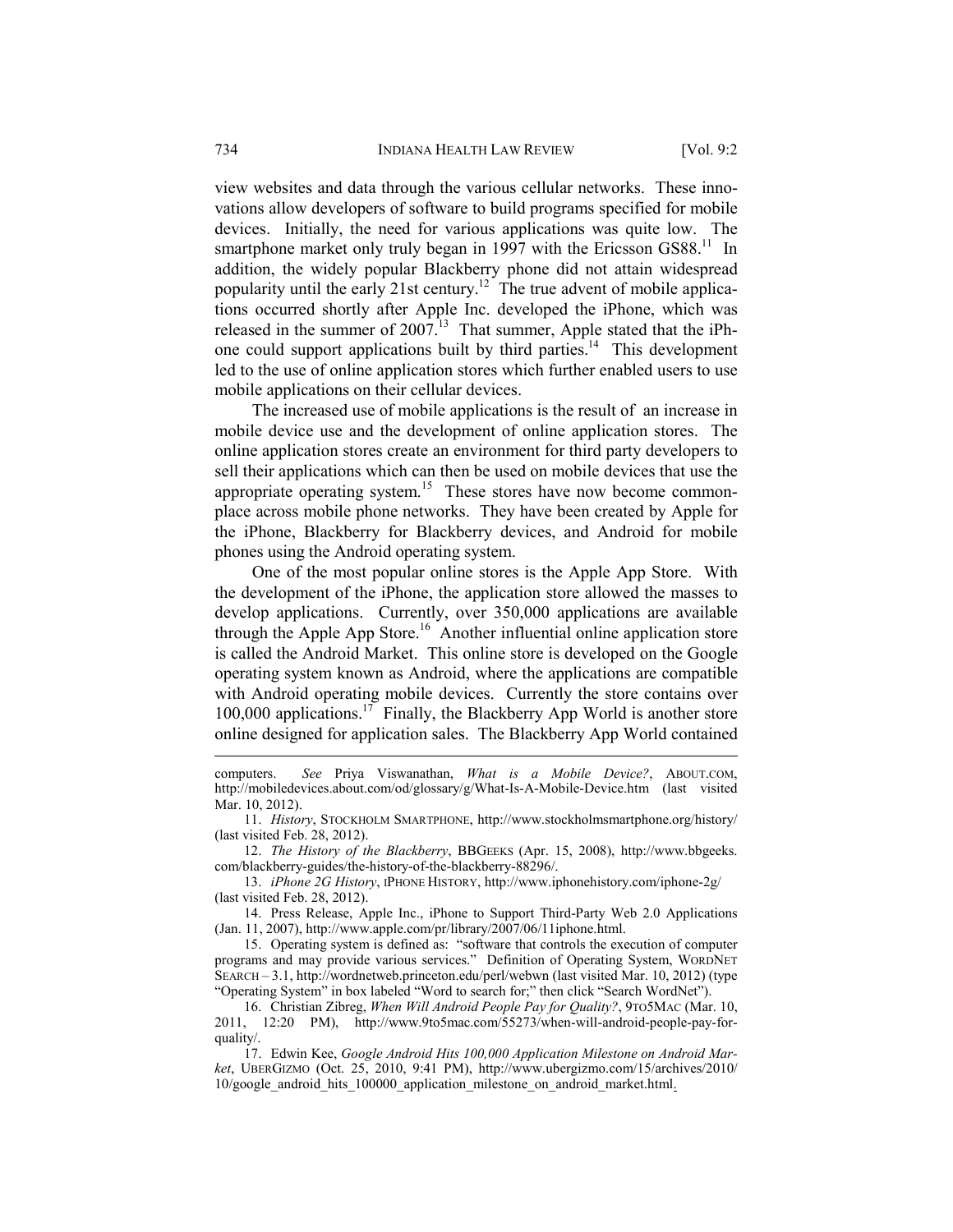view websites and data through the various cellular networks. These innovations allow developers of software to build programs specified for mobile devices. Initially, the need for various applications was quite low. The smartphone market only truly began in 1997 with the Ericsson GS88.[11] In addition, the widely popular Blackberry phone did not attain widespread popularity until the early 21st century.[12] The true advent of mobile applications occurred shortly after Apple Inc. developed the iPhone, which was released in the summer of 2007.[13] That summer, Apple stated that the iPhone could support applications built by third parties.[14] This development led to the use of online application stores which further enabled users to use mobile applications on their cellular devices.

The increased use of mobile applications is the result of an increase in mobile device use and the development of online application stores. The online application stores create an environment for third party developers to sell their applications which can then be used on mobile devices that use the appropriate operating system.[15] These stores have now become commonplace across mobile phone networks. They have been created by Apple for the iPhone, Blackberry for Blackberry devices, and Android for mobile phones using the Android operating system.

One of the most popular online stores is the Apple App Store. With the development of the iPhone, the application store allowed the masses to develop applications. Currently, over 350,000 applications are available through the Apple App Store.[16] Another influential online application store is called the Android Market. This online store is developed on the Google operating system known as Android, where the applications are compatible with Android operating mobile devices. Currently the store contains over 100,000 applications.[17] Finally, the Blackberry App World is another store online designed for application sales. The Blackberry App World contained

---

computers. *See* Priya Viswanathan, *What is a Mobile Device?*, ABOUT.COM, http://mobiledevices.about.com/od/glossary/g/What-Is-A-Mobile-Device.htm (last visited Mar. 10, 2012).

11. *History*, STOCKHOLM SMARTPHONE, http://www.stockholmsmartphone.org/history/ (last visited Feb. 28, 2012).

12. *The History of the Blackberry*, BBGEEKS (Apr. 15, 2008), http://www.bbgeeks.com/blackberry-guides/the-history-of-the-blackberry-88296/.

13. *iPhone 2G History*, IPHONE HISTORY, http://www.iphonehistory.com/iphone-2g/ (last visited Feb. 28, 2012).

14. Press Release, Apple Inc., iPhone to Support Third-Party Web 2.0 Applications (Jan. 11, 2007), http://www.apple.com/pr/library/2007/06/11iphone.html.

15. Operating system is defined as: "software that controls the execution of computer programs and may provide various services." Definition of Operating System, WORDNET SEARCH – 3.1, http://wordnetweb.princeton.edu/perl/webwn (last visited Mar. 10, 2012) (type "Operating System" in box labeled "Word to search for;" then click "Search WordNet").

16. Christian Zibreg, *When Will Android People Pay for Quality?*, 9TO5MAC (Mar. 10, 2011, 12:20 PM), http://www.9to5mac.com/55273/when-will-android-people-pay-for-quality/.

17. Edwin Kee, *Google Android Hits 100,000 Application Milestone on Android Market*, UBERGIZMO (Oct. 25, 2010, 9:41 PM), http://www.ubergizmo.com/15/archives/2010/10/google_android_hits_100000_application_milestone_on_android_market.html.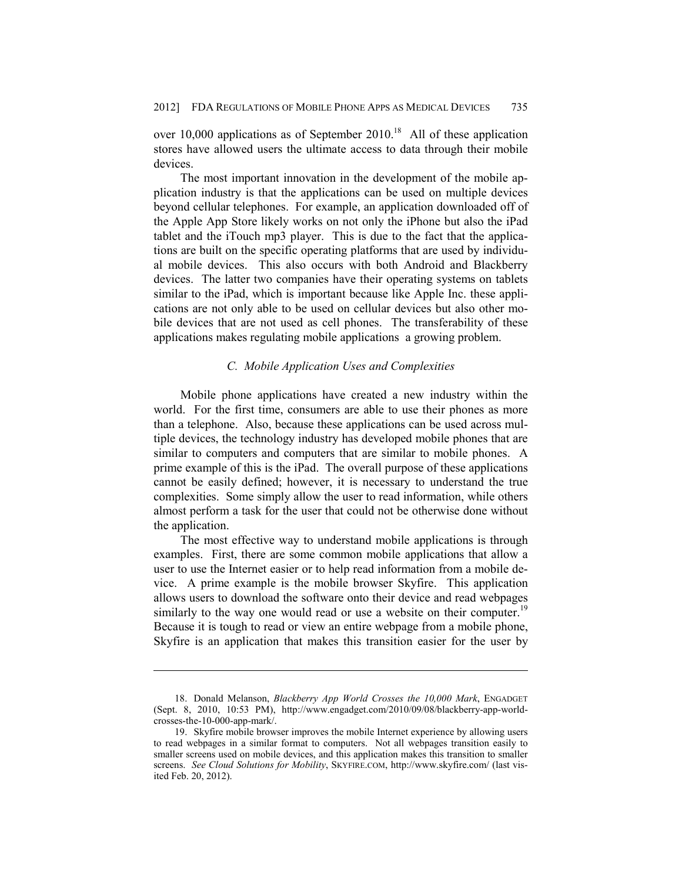over 10,000 applications as of September 2010.[18] All of these application stores have allowed users the ultimate access to data through their mobile devices.

The most important innovation in the development of the mobile application industry is that the applications can be used on multiple devices beyond cellular telephones. For example, an application downloaded off of the Apple App Store likely works on not only the iPhone but also the iPad tablet and the iTouch mp3 player. This is due to the fact that the applications are built on the specific operating platforms that are used by individual mobile devices. This also occurs with both Android and Blackberry devices. The latter two companies have their operating systems on tablets similar to the iPad, which is important because like Apple Inc. these applications are not only able to be used on cellular devices but also other mobile devices that are not used as cell phones. The transferability of these applications makes regulating mobile applications a growing problem.

### *C. Mobile Application Uses and Complexities*

Mobile phone applications have created a new industry within the world. For the first time, consumers are able to use their phones as more than a telephone. Also, because these applications can be used across multiple devices, the technology industry has developed mobile phones that are similar to computers and computers that are similar to mobile phones. A prime example of this is the iPad. The overall purpose of these applications cannot be easily defined; however, it is necessary to understand the true complexities. Some simply allow the user to read information, while others almost perform a task for the user that could not be otherwise done without the application.

The most effective way to understand mobile applications is through examples. First, there are some common mobile applications that allow a user to use the Internet easier or to help read information from a mobile device. A prime example is the mobile browser Skyfire. This application allows users to download the software onto their device and read webpages similarly to the way one would read or use a website on their computer.[19] Because it is tough to read or view an entire webpage from a mobile phone, Skyfire is an application that makes this transition easier for the user by

---

18. Donald Melanson, *Blackberry App World Crosses the 10,000 Mark*, ENGADGET (Sept. 8, 2010, 10:53 PM), http://www.engadget.com/2010/09/08/blackberry-app-world-crosses-the-10-000-app-mark/.

19. Skyfire mobile browser improves the mobile Internet experience by allowing users to read webpages in a similar format to computers. Not all webpages transition easily to smaller screens used on mobile devices, and this application makes this transition to smaller screens. *See Cloud Solutions for Mobility*, SKYFIRE.COM, http://www.skyfire.com/ (last visited Feb. 20, 2012).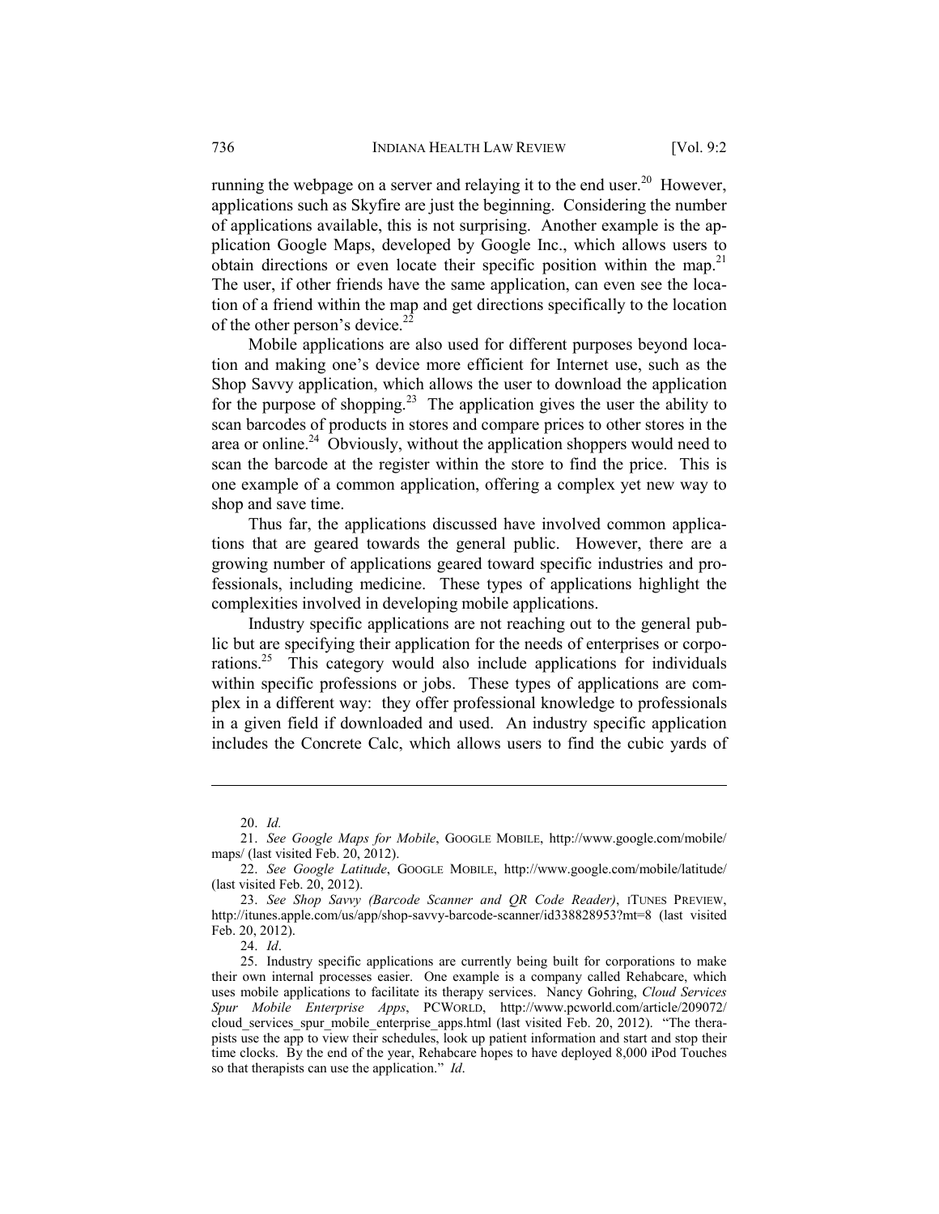running the webpage on a server and relaying it to the end user.[20] However, applications such as Skyfire are just the beginning. Considering the number of applications available, this is not surprising. Another example is the application Google Maps, developed by Google Inc., which allows users to obtain directions or even locate their specific position within the map.[21] The user, if other friends have the same application, can even see the location of a friend within the map and get directions specifically to the location of the other person's device.[22]

Mobile applications are also used for different purposes beyond location and making one's device more efficient for Internet use, such as the Shop Savvy application, which allows the user to download the application for the purpose of shopping.[23] The application gives the user the ability to scan barcodes of products in stores and compare prices to other stores in the area or online.[24] Obviously, without the application shoppers would need to scan the barcode at the register within the store to find the price. This is one example of a common application, offering a complex yet new way to shop and save time.

Thus far, the applications discussed have involved common applications that are geared towards the general public. However, there are a growing number of applications geared toward specific industries and professionals, including medicine. These types of applications highlight the complexities involved in developing mobile applications.

Industry specific applications are not reaching out to the general public but are specifying their application for the needs of enterprises or corporations.[25] This category would also include applications for individuals within specific professions or jobs. These types of applications are complex in a different way: they offer professional knowledge to professionals in a given field if downloaded and used. An industry specific application includes the Concrete Calc, which allows users to find the cubic yards of

---

20. *Id.*

21. *See Google Maps for Mobile*, GOOGLE MOBILE, http://www.google.com/mobile/maps/ (last visited Feb. 20, 2012).

22. *See Google Latitude*, GOOGLE MOBILE, http://www.google.com/mobile/latitude/ (last visited Feb. 20, 2012).

23. *See Shop Savvy (Barcode Scanner and QR Code Reader)*, ITUNES PREVIEW, http://itunes.apple.com/us/app/shop-savvy-barcode-scanner/id338828953?mt=8 (last visited Feb. 20, 2012).

24. *Id*.

25. Industry specific applications are currently being built for corporations to make their own internal processes easier. One example is a company called Rehabcare, which uses mobile applications to facilitate its therapy services. Nancy Gohring, *Cloud Services Spur Mobile Enterprise Apps*, PCWORLD, http://www.pcworld.com/article/209072/cloud_services_spur_mobile_enterprise_apps.html (last visited Feb. 20, 2012). "The therapists use the app to view their schedules, look up patient information and start and stop their time clocks. By the end of the year, Rehabcare hopes to have deployed 8,000 iPod Touches so that therapists can use the application." *Id*.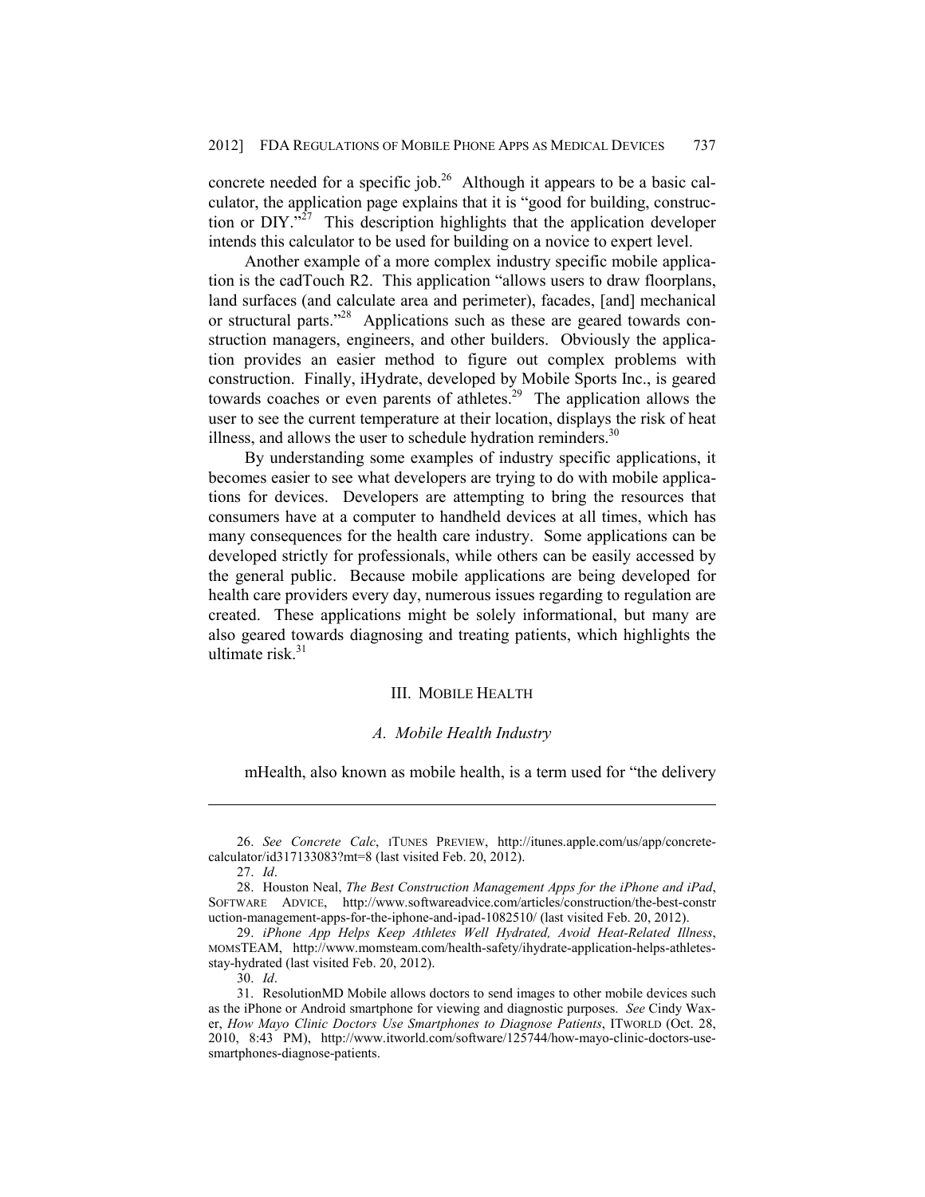concrete needed for a specific job.[26] Although it appears to be a basic calculator, the application page explains that it is "good for building, construction or DIY."[27] This description highlights that the application developer intends this calculator to be used for building on a novice to expert level.

Another example of a more complex industry specific mobile application is the cadTouch R2. This application "allows users to draw floorplans, land surfaces (and calculate area and perimeter), facades, [and] mechanical or structural parts."[28] Applications such as these are geared towards construction managers, engineers, and other builders. Obviously the application provides an easier method to figure out complex problems with construction. Finally, iHydrate, developed by Mobile Sports Inc., is geared towards coaches or even parents of athletes.[29] The application allows the user to see the current temperature at their location, displays the risk of heat illness, and allows the user to schedule hydration reminders.[30]

By understanding some examples of industry specific applications, it becomes easier to see what developers are trying to do with mobile applications for devices. Developers are attempting to bring the resources that consumers have at a computer to handheld devices at all times, which has many consequences for the health care industry. Some applications can be developed strictly for professionals, while others can be easily accessed by the general public. Because mobile applications are being developed for health care providers every day, numerous issues regarding to regulation are created. These applications might be solely informational, but many are also geared towards diagnosing and treating patients, which highlights the ultimate risk.[31]

## III. Mobile Health

### *A. Mobile Health Industry*

mHealth, also known as mobile health, is a term used for "the delivery

---

26. *See Concrete Calc*, iTunes Preview, http://itunes.apple.com/us/app/concrete-calculator/id317133083?mt=8 (last visited Feb. 20, 2012).

27. *Id*.

28. Houston Neal, *The Best Construction Management Apps for the iPhone and iPad*, Software Advice, http://www.softwareadvice.com/articles/construction/the-best-construction-management-apps-for-the-iphone-and-ipad-1082510/ (last visited Feb. 20, 2012).

29. *iPhone App Helps Keep Athletes Well Hydrated, Avoid Heat-Related Illness*, momsTEAM, http://www.momsteam.com/health-safety/ihydrate-application-helps-athletes-stay-hydrated (last visited Feb. 20, 2012).

30. *Id*.

31. ResolutionMD Mobile allows doctors to send images to other mobile devices such as the iPhone or Android smartphone for viewing and diagnostic purposes. *See* Cindy Waxer, *How Mayo Clinic Doctors Use Smartphones to Diagnose Patients*, ITworld (Oct. 28, 2010, 8:43 PM), http://www.itworld.com/software/125744/how-mayo-clinic-doctors-use-smartphones-diagnose-patients.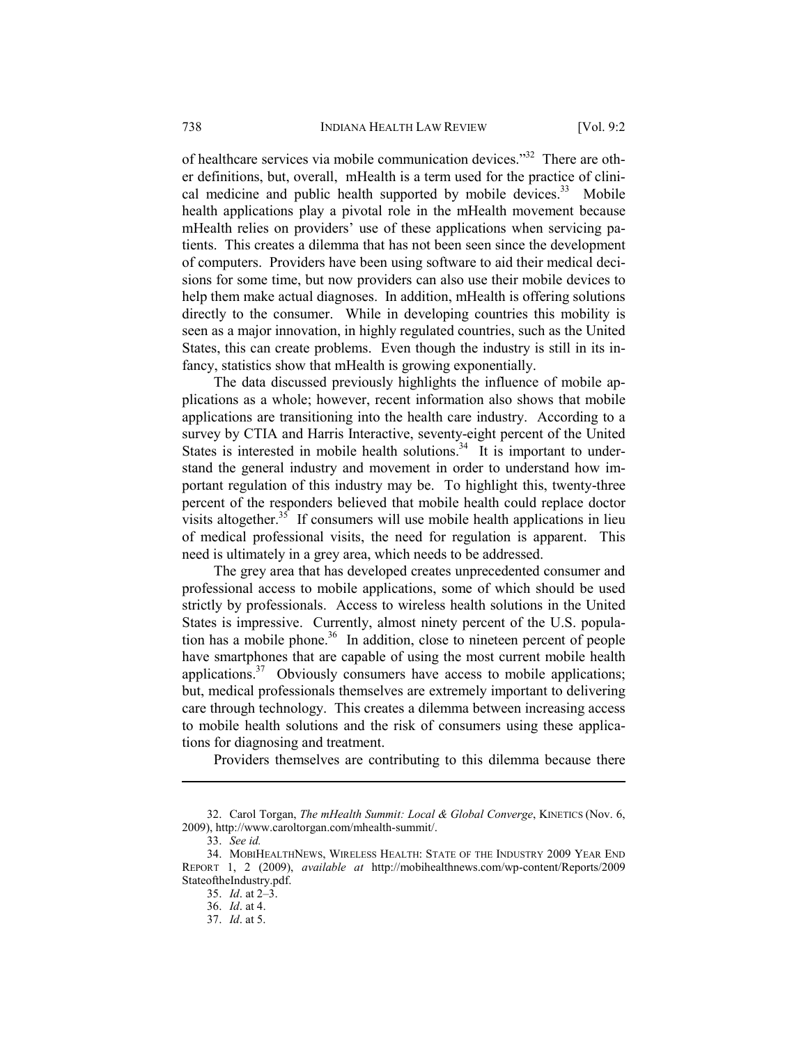of healthcare services via mobile communication devices."[32] There are other definitions, but, overall, mHealth is a term used for the practice of clinical medicine and public health supported by mobile devices.[33] Mobile health applications play a pivotal role in the mHealth movement because mHealth relies on providers' use of these applications when servicing patients. This creates a dilemma that has not been seen since the development of computers. Providers have been using software to aid their medical decisions for some time, but now providers can also use their mobile devices to help them make actual diagnoses. In addition, mHealth is offering solutions directly to the consumer. While in developing countries this mobility is seen as a major innovation, in highly regulated countries, such as the United States, this can create problems. Even though the industry is still in its infancy, statistics show that mHealth is growing exponentially.

The data discussed previously highlights the influence of mobile applications as a whole; however, recent information also shows that mobile applications are transitioning into the health care industry. According to a survey by CTIA and Harris Interactive, seventy-eight percent of the United States is interested in mobile health solutions.[34] It is important to understand the general industry and movement in order to understand how important regulation of this industry may be. To highlight this, twenty-three percent of the responders believed that mobile health could replace doctor visits altogether.[35] If consumers will use mobile health applications in lieu of medical professional visits, the need for regulation is apparent. This need is ultimately in a grey area, which needs to be addressed.

The grey area that has developed creates unprecedented consumer and professional access to mobile applications, some of which should be used strictly by professionals. Access to wireless health solutions in the United States is impressive. Currently, almost ninety percent of the U.S. population has a mobile phone.[36] In addition, close to nineteen percent of people have smartphones that are capable of using the most current mobile health applications.[37] Obviously consumers have access to mobile applications; but, medical professionals themselves are extremely important to delivering care through technology. This creates a dilemma between increasing access to mobile health solutions and the risk of consumers using these applications for diagnosing and treatment.

Providers themselves are contributing to this dilemma because there

---

32. Carol Torgan, *The mHealth Summit: Local & Global Converge*, KINETICS (Nov. 6, 2009), http://www.caroltorgan.com/mhealth-summit/.

33. *See id.*

34. MOBIHEALTHNEWS, WIRELESS HEALTH: STATE OF THE INDUSTRY 2009 YEAR END REPORT 1, 2 (2009), *available at* http://mobihealthnews.com/wp-content/Reports/2009StateoftheIndustry.pdf.

35. *Id*. at 2–3.

36. *Id*. at 4.

37. *Id*. at 5.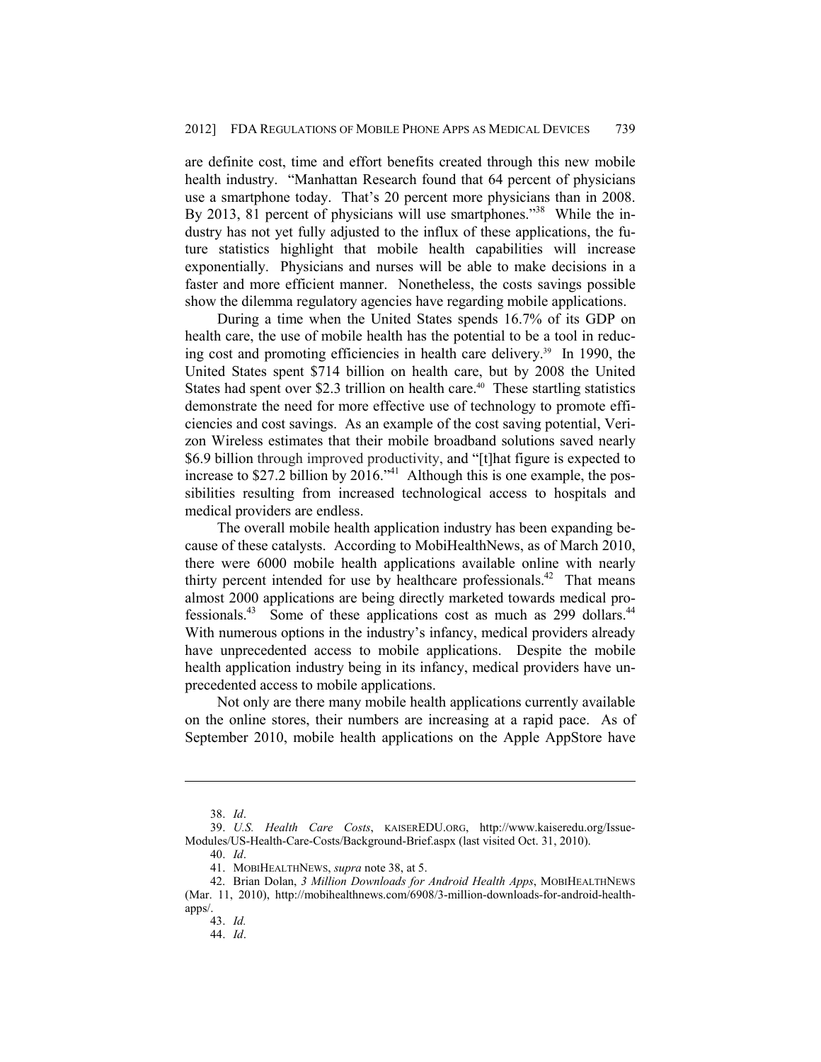are definite cost, time and effort benefits created through this new mobile health industry. "Manhattan Research found that 64 percent of physicians use a smartphone today. That's 20 percent more physicians than in 2008. By 2013, 81 percent of physicians will use smartphones."[38] While the industry has not yet fully adjusted to the influx of these applications, the future statistics highlight that mobile health capabilities will increase exponentially. Physicians and nurses will be able to make decisions in a faster and more efficient manner. Nonetheless, the costs savings possible show the dilemma regulatory agencies have regarding mobile applications.

During a time when the United States spends 16.7% of its GDP on health care, the use of mobile health has the potential to be a tool in reducing cost and promoting efficiencies in health care delivery.[39] In 1990, the United States spent $714 billion on health care, but by 2008 the United States had spent over $2.3 trillion on health care.[40] These startling statistics demonstrate the need for more effective use of technology to promote efficiencies and cost savings. As an example of the cost saving potential, Verizon Wireless estimates that their mobile broadband solutions saved nearly $6.9 billion through improved productivity, and "[t]hat figure is expected to increase to $27.2 billion by 2016."[41] Although this is one example, the possibilities resulting from increased technological access to hospitals and medical providers are endless.

The overall mobile health application industry has been expanding because of these catalysts. According to MobiHealthNews, as of March 2010, there were 6000 mobile health applications available online with nearly thirty percent intended for use by healthcare professionals.[42] That means almost 2000 applications are being directly marketed towards medical professionals.[43] Some of these applications cost as much as 299 dollars.[44] With numerous options in the industry's infancy, medical providers already have unprecedented access to mobile applications. Despite the mobile health application industry being in its infancy, medical providers have unprecedented access to mobile applications.

Not only are there many mobile health applications currently available on the online stores, their numbers are increasing at a rapid pace. As of September 2010, mobile health applications on the Apple AppStore have

---

38. *Id*.

39. *U.S. Health Care Costs*, KAISEREDU.ORG, http://www.kaiseredu.org/Issue-Modules/US-Health-Care-Costs/Background-Brief.aspx (last visited Oct. 31, 2010).

40. *Id*.

41. MOBIHEALTHNEWS, *supra* note 38, at 5.

42. Brian Dolan, *3 Million Downloads for Android Health Apps*, MOBIHEALTHNEWS (Mar. 11, 2010), http://mobihealthnews.com/6908/3-million-downloads-for-android-health-apps/.

43. *Id.*

44. *Id*.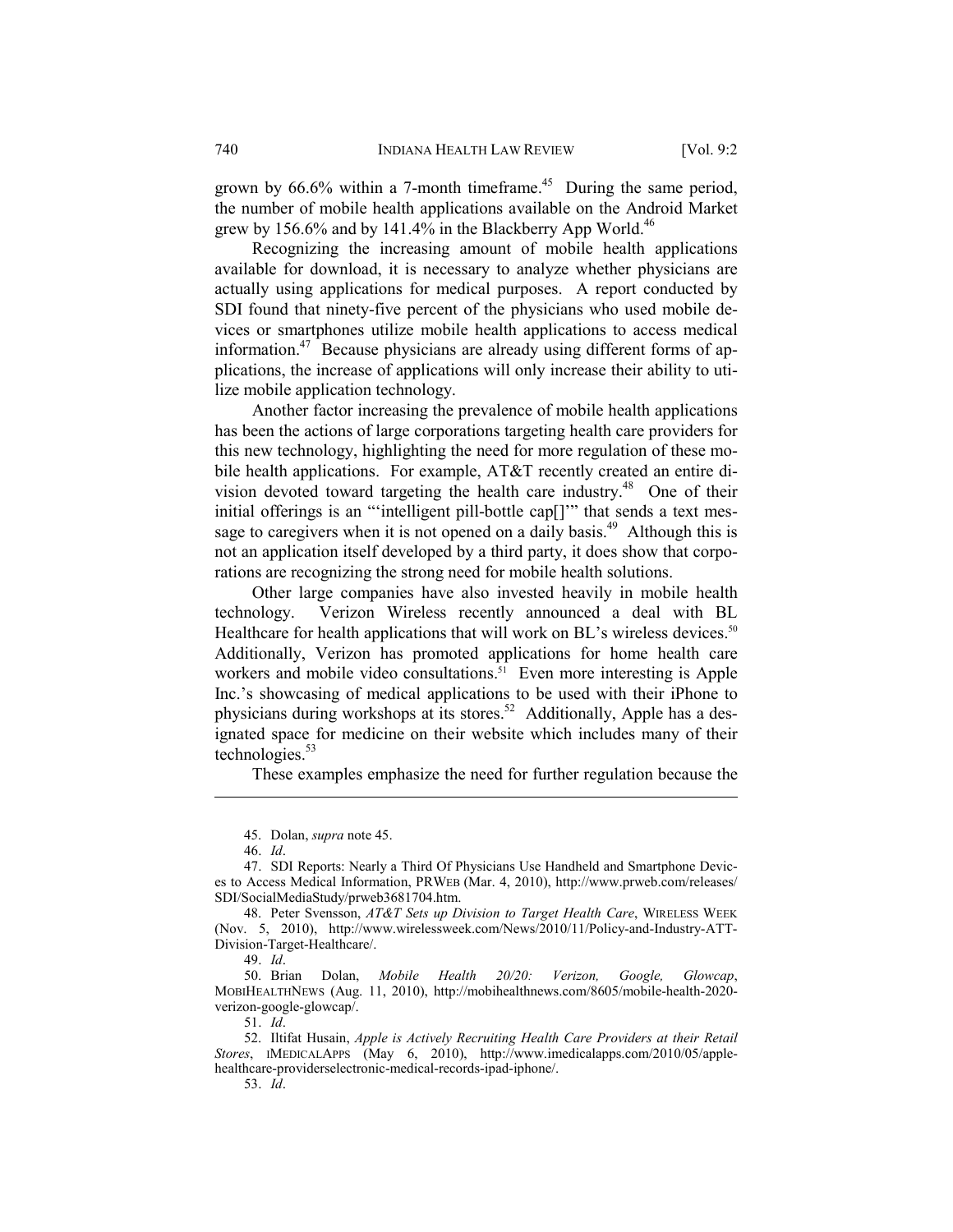grown by 66.6% within a 7-month timeframe.[45] During the same period, the number of mobile health applications available on the Android Market grew by 156.6% and by 141.4% in the Blackberry App World.[46]

Recognizing the increasing amount of mobile health applications available for download, it is necessary to analyze whether physicians are actually using applications for medical purposes. A report conducted by SDI found that ninety-five percent of the physicians who used mobile devices or smartphones utilize mobile health applications to access medical information.[47] Because physicians are already using different forms of applications, the increase of applications will only increase their ability to utilize mobile application technology.

Another factor increasing the prevalence of mobile health applications has been the actions of large corporations targeting health care providers for this new technology, highlighting the need for more regulation of these mobile health applications. For example, AT&T recently created an entire division devoted toward targeting the health care industry.[48] One of their initial offerings is an "'intelligent pill-bottle cap[]'" that sends a text message to caregivers when it is not opened on a daily basis.[49] Although this is not an application itself developed by a third party, it does show that corporations are recognizing the strong need for mobile health solutions.

Other large companies have also invested heavily in mobile health technology. Verizon Wireless recently announced a deal with BL Healthcare for health applications that will work on BL's wireless devices.[50] Additionally, Verizon has promoted applications for home health care workers and mobile video consultations.[51] Even more interesting is Apple Inc.'s showcasing of medical applications to be used with their iPhone to physicians during workshops at its stores.[52] Additionally, Apple has a designated space for medicine on their website which includes many of their technologies.[53]

These examples emphasize the need for further regulation because the

---

45. Dolan, *supra* note 45.

46. *Id*.

47. SDI Reports: Nearly a Third Of Physicians Use Handheld and Smartphone Devices to Access Medical Information, PRWEB (Mar. 4, 2010), http://www.prweb.com/releases/SDI/SocialMediaStudy/prweb3681704.htm.

48. Peter Svensson, *AT&T Sets up Division to Target Health Care*, WIRELESS WEEK (Nov. 5, 2010), http://www.wirelessweek.com/News/2010/11/Policy-and-Industry-ATT-Division-Target-Healthcare/.

49. *Id*.

50. Brian Dolan, *Mobile Health 20/20: Verizon, Google, Glowcap*, MOBIHEALTHNEWS (Aug. 11, 2010), http://mobihealthnews.com/8605/mobile-health-2020-verizon-google-glowcap/.

51. *Id*.

52. Iltifat Husain, *Apple is Actively Recruiting Health Care Providers at their Retail Stores*, IMEDICALAPPS (May 6, 2010), http://www.imedicalapps.com/2010/05/apple-healthcare-providerselectronic-medical-records-ipad-iphone/.

53. *Id*.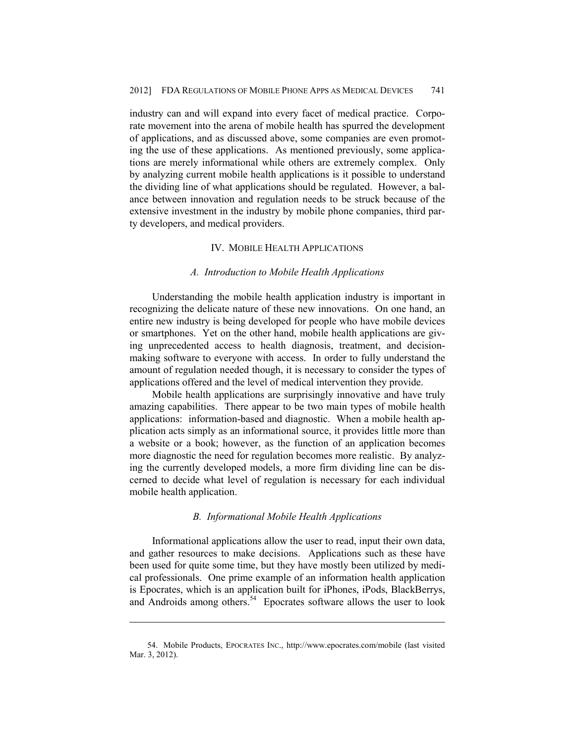industry can and will expand into every facet of medical practice. Corporate movement into the arena of mobile health has spurred the development of applications, and as discussed above, some companies are even promoting the use of these applications. As mentioned previously, some applications are merely informational while others are extremely complex. Only by analyzing current mobile health applications is it possible to understand the dividing line of what applications should be regulated. However, a balance between innovation and regulation needs to be struck because of the extensive investment in the industry by mobile phone companies, third party developers, and medical providers.

## IV. MOBILE HEALTH APPLICATIONS

### *A. Introduction to Mobile Health Applications*

Understanding the mobile health application industry is important in recognizing the delicate nature of these new innovations. On one hand, an entire new industry is being developed for people who have mobile devices or smartphones. Yet on the other hand, mobile health applications are giving unprecedented access to health diagnosis, treatment, and decision-making software to everyone with access. In order to fully understand the amount of regulation needed though, it is necessary to consider the types of applications offered and the level of medical intervention they provide.

Mobile health applications are surprisingly innovative and have truly amazing capabilities. There appear to be two main types of mobile health applications: information-based and diagnostic. When a mobile health application acts simply as an informational source, it provides little more than a website or a book; however, as the function of an application becomes more diagnostic the need for regulation becomes more realistic. By analyzing the currently developed models, a more firm dividing line can be discerned to decide what level of regulation is necessary for each individual mobile health application.

### *B. Informational Mobile Health Applications*

Informational applications allow the user to read, input their own data, and gather resources to make decisions. Applications such as these have been used for quite some time, but they have mostly been utilized by medical professionals. One prime example of an information health application is Epocrates, which is an application built for iPhones, iPods, BlackBerrys, and Androids among others.[54] Epocrates software allows the user to look

---

54. Mobile Products, EPOCRATES INC., http://www.epocrates.com/mobile (last visited Mar. 3, 2012).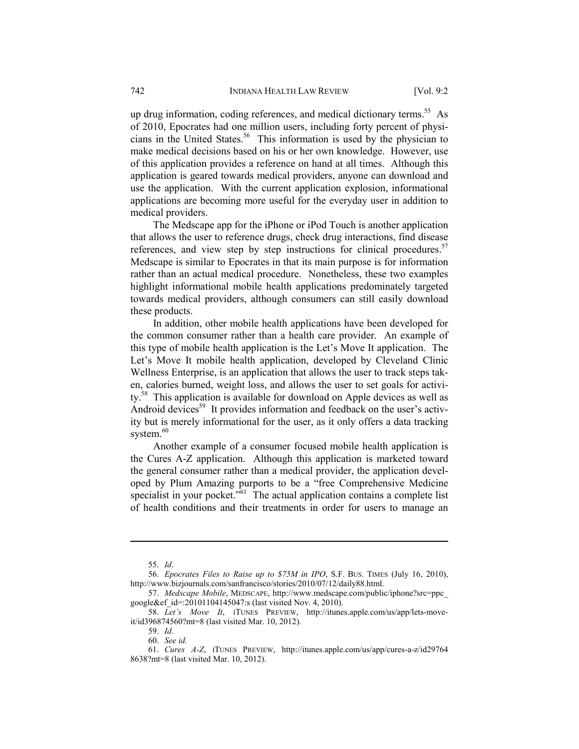up drug information, coding references, and medical dictionary terms.[55] As of 2010, Epocrates had one million users, including forty percent of physicians in the United States.[56] This information is used by the physician to make medical decisions based on his or her own knowledge. However, use of this application provides a reference on hand at all times. Although this application is geared towards medical providers, anyone can download and use the application. With the current application explosion, informational applications are becoming more useful for the everyday user in addition to medical providers.

The Medscape app for the iPhone or iPod Touch is another application that allows the user to reference drugs, check drug interactions, find disease references, and view step by step instructions for clinical procedures.[57] Medscape is similar to Epocrates in that its main purpose is for information rather than an actual medical procedure. Nonetheless, these two examples highlight informational mobile health applications predominately targeted towards medical providers, although consumers can still easily download these products.

In addition, other mobile health applications have been developed for the common consumer rather than a health care provider. An example of this type of mobile health application is the Let's Move It application. The Let's Move It mobile health application, developed by Cleveland Clinic Wellness Enterprise, is an application that allows the user to track steps taken, calories burned, weight loss, and allows the user to set goals for activity.[58] This application is available for download on Apple devices as well as Android devices[59] It provides information and feedback on the user's activity but is merely informational for the user, as it only offers a data tracking system.[60]

Another example of a consumer focused mobile health application is the Cures A-Z application. Although this application is marketed toward the general consumer rather than a medical provider, the application developed by Plum Amazing purports to be a "free Comprehensive Medicine specialist in your pocket."[61] The actual application contains a complete list of health conditions and their treatments in order for users to manage an

---

55. *Id*.

56. *Epocrates Files to Raise up to $75M in IPO*, S.F. BUS. TIMES (July 16, 2010), http://www.bizjournals.com/sanfrancisco/stories/2010/07/12/daily88.html.

57. *Medscape Mobile*, MEDSCAPE, http://www.medscape.com/public/iphone?src=ppc_google&ef_id=:20101104145047:s (last visited Nov. 4, 2010).

58. *Let's Move It*, ITUNES PREVIEW, http://itunes.apple.com/us/app/lets-move-it/id396874560?mt=8 (last visited Mar. 10, 2012).

59. *Id*.

60. *See id.*

61. *Cures A-Z*, ITUNES PREVIEW, http://itunes.apple.com/us/app/cures-a-z/id297648638?mt=8 (last visited Mar. 10, 2012).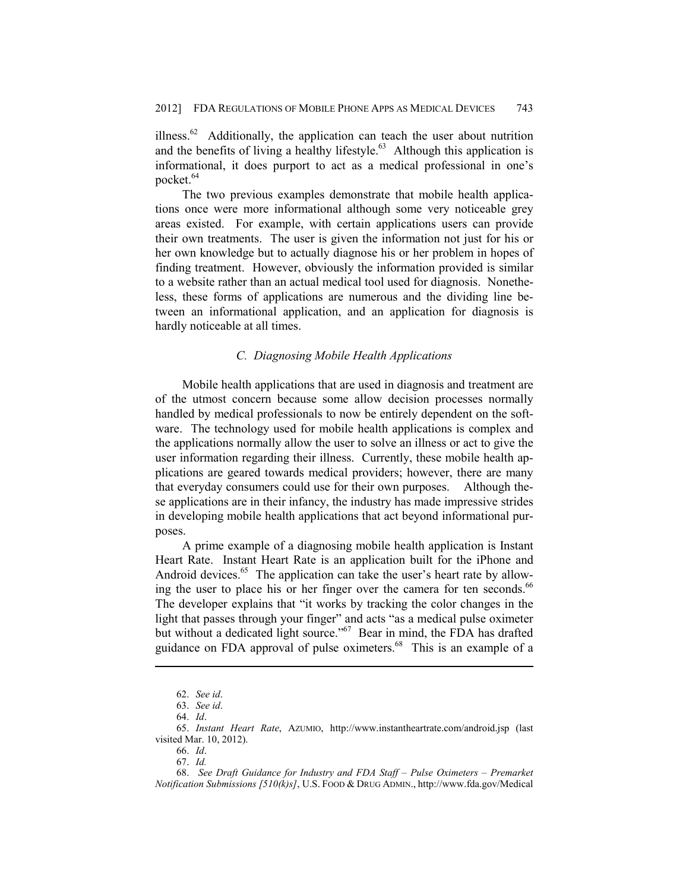illness.[62] Additionally, the application can teach the user about nutrition and the benefits of living a healthy lifestyle.[63] Although this application is informational, it does purport to act as a medical professional in one's pocket.[64]

The two previous examples demonstrate that mobile health applications once were more informational although some very noticeable grey areas existed. For example, with certain applications users can provide their own treatments. The user is given the information not just for his or her own knowledge but to actually diagnose his or her problem in hopes of finding treatment. However, obviously the information provided is similar to a website rather than an actual medical tool used for diagnosis. Nonetheless, these forms of applications are numerous and the dividing line between an informational application, and an application for diagnosis is hardly noticeable at all times.

### *C. Diagnosing Mobile Health Applications*

Mobile health applications that are used in diagnosis and treatment are of the utmost concern because some allow decision processes normally handled by medical professionals to now be entirely dependent on the software. The technology used for mobile health applications is complex and the applications normally allow the user to solve an illness or act to give the user information regarding their illness. Currently, these mobile health applications are geared towards medical providers; however, there are many that everyday consumers could use for their own purposes. Although these applications are in their infancy, the industry has made impressive strides in developing mobile health applications that act beyond informational purposes.

A prime example of a diagnosing mobile health application is Instant Heart Rate. Instant Heart Rate is an application built for the iPhone and Android devices.[65] The application can take the user's heart rate by allowing the user to place his or her finger over the camera for ten seconds.[66] The developer explains that "it works by tracking the color changes in the light that passes through your finger" and acts "as a medical pulse oximeter but without a dedicated light source."[67] Bear in mind, the FDA has drafted guidance on FDA approval of pulse oximeters.[68] This is an example of a

---

62. *See id*.

63. *See id*.

64. *Id*.

65. *Instant Heart Rate*, AZUMIO, http://www.instantheartrate.com/android.jsp (last visited Mar. 10, 2012).

66. *Id*.

67. *Id.*

68. *See Draft Guidance for Industry and FDA Staff – Pulse Oximeters – Premarket Notification Submissions [510(k)s]*, U.S. FOOD & DRUG ADMIN., http://www.fda.gov/Medical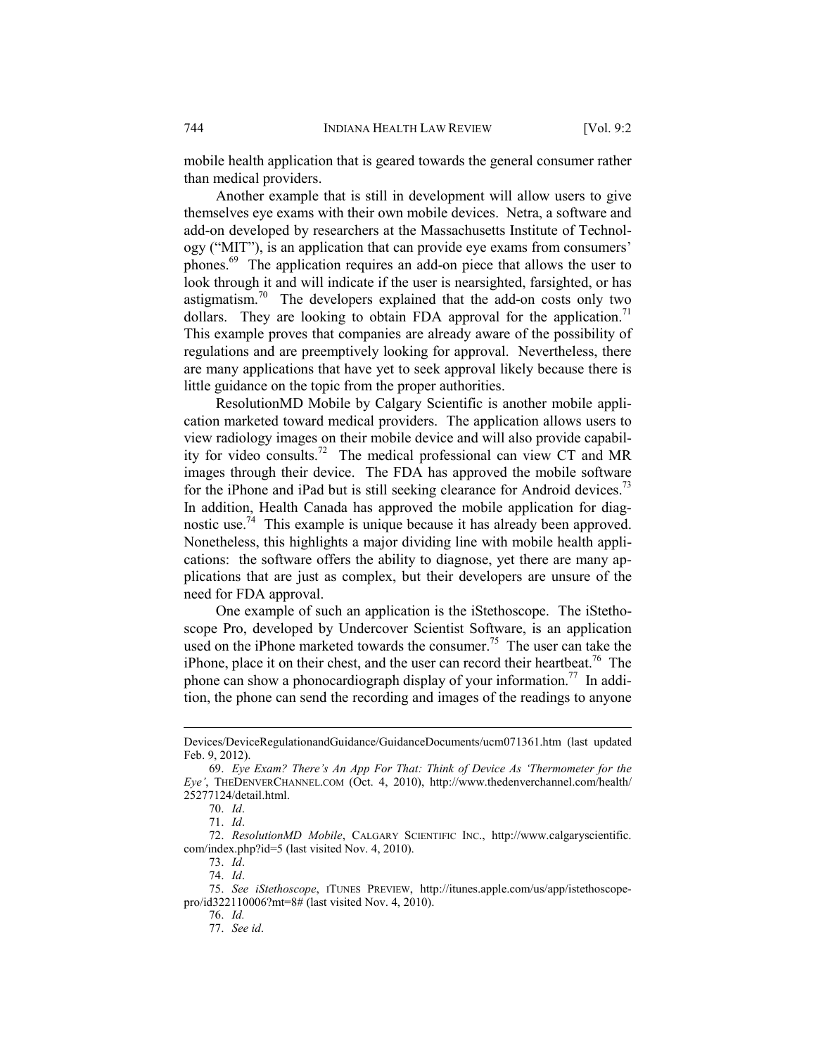mobile health application that is geared towards the general consumer rather than medical providers.

Another example that is still in development will allow users to give themselves eye exams with their own mobile devices. Netra, a software and add-on developed by researchers at the Massachusetts Institute of Technology ("MIT"), is an application that can provide eye exams from consumers' phones.[69] The application requires an add-on piece that allows the user to look through it and will indicate if the user is nearsighted, farsighted, or has astigmatism.[70] The developers explained that the add-on costs only two dollars. They are looking to obtain FDA approval for the application.[71] This example proves that companies are already aware of the possibility of regulations and are preemptively looking for approval. Nevertheless, there are many applications that have yet to seek approval likely because there is little guidance on the topic from the proper authorities.

ResolutionMD Mobile by Calgary Scientific is another mobile application marketed toward medical providers. The application allows users to view radiology images on their mobile device and will also provide capability for video consults.[72] The medical professional can view CT and MR images through their device. The FDA has approved the mobile software for the iPhone and iPad but is still seeking clearance for Android devices.[73] In addition, Health Canada has approved the mobile application for diagnostic use.[74] This example is unique because it has already been approved. Nonetheless, this highlights a major dividing line with mobile health applications: the software offers the ability to diagnose, yet there are many applications that are just as complex, but their developers are unsure of the need for FDA approval.

One example of such an application is the iStethoscope. The iStethoscope Pro, developed by Undercover Scientist Software, is an application used on the iPhone marketed towards the consumer.[75] The user can take the iPhone, place it on their chest, and the user can record their heartbeat.[76] The phone can show a phonocardiograph display of your information.[77] In addition, the phone can send the recording and images of the readings to anyone

---

Devices/DeviceRegulationandGuidance/GuidanceDocuments/ucm071361.htm (last updated Feb. 9, 2012).

69. *Eye Exam? There's An App For That: Think of Device As 'Thermometer for the Eye'*, THEDENVERCHANNEL.COM (Oct. 4, 2010), http://www.thedenverchannel.com/health/25277124/detail.html.

70. *Id*.

71. *Id*.

72. *ResolutionMD Mobile*, CALGARY SCIENTIFIC INC., http://www.calgaryscientific.com/index.php?id=5 (last visited Nov. 4, 2010).

73. *Id*.

74. *Id*.

75. *See iStethoscope*, ITUNES PREVIEW, http://itunes.apple.com/us/app/istethoscope-pro/id322110006?mt=8# (last visited Nov. 4, 2010).

76. *Id.*

77. *See id*.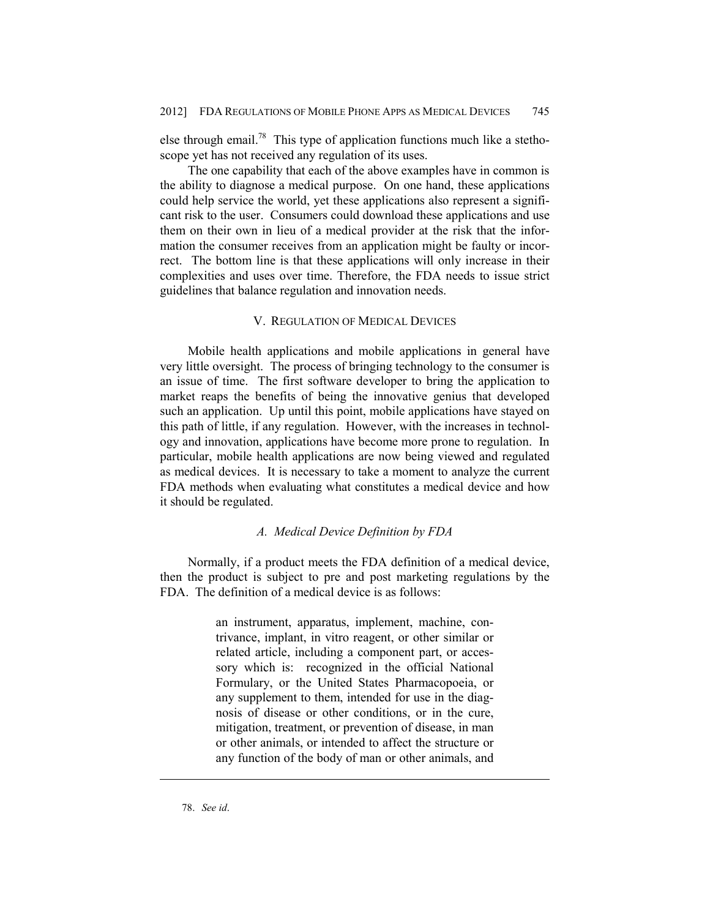else through email.[78] This type of application functions much like a stethoscope yet has not received any regulation of its uses.

The one capability that each of the above examples have in common is the ability to diagnose a medical purpose. On one hand, these applications could help service the world, yet these applications also represent a significant risk to the user. Consumers could download these applications and use them on their own in lieu of a medical provider at the risk that the information the consumer receives from an application might be faulty or incorrect. The bottom line is that these applications will only increase in their complexities and uses over time. Therefore, the FDA needs to issue strict guidelines that balance regulation and innovation needs.

## V. Regulation of Medical Devices

Mobile health applications and mobile applications in general have very little oversight. The process of bringing technology to the consumer is an issue of time. The first software developer to bring the application to market reaps the benefits of being the innovative genius that developed such an application. Up until this point, mobile applications have stayed on this path of little, if any regulation. However, with the increases in technology and innovation, applications have become more prone to regulation. In particular, mobile health applications are now being viewed and regulated as medical devices. It is necessary to take a moment to analyze the current FDA methods when evaluating what constitutes a medical device and how it should be regulated.

### *A. Medical Device Definition by FDA*

Normally, if a product meets the FDA definition of a medical device, then the product is subject to pre and post marketing regulations by the FDA. The definition of a medical device is as follows:

> an instrument, apparatus, implement, machine, contrivance, implant, in vitro reagent, or other similar or related article, including a component part, or accessory which is: recognized in the official National Formulary, or the United States Pharmacopoeia, or any supplement to them, intended for use in the diagnosis of disease or other conditions, or in the cure, mitigation, treatment, or prevention of disease, in man or other animals, or intended to affect the structure or any function of the body of man or other animals, and

---

78. *See id*.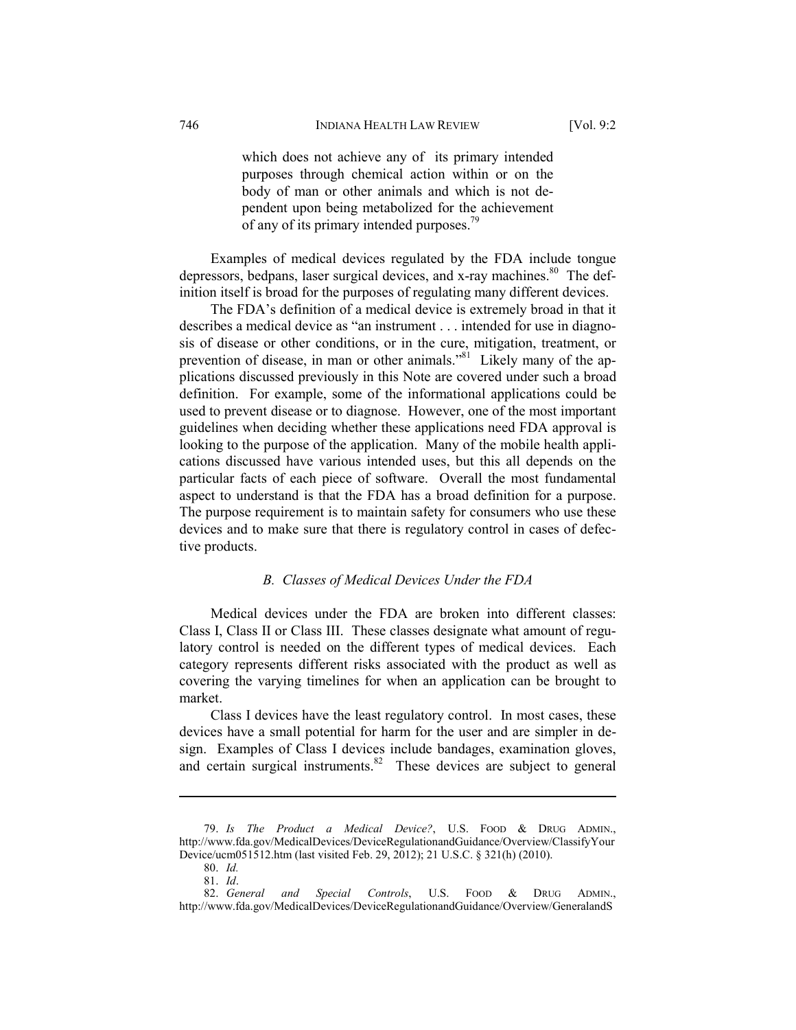> which does not achieve any of its primary intended purposes through chemical action within or on the body of man or other animals and which is not dependent upon being metabolized for the achievement of any of its primary intended purposes.[79]

Examples of medical devices regulated by the FDA include tongue depressors, bedpans, laser surgical devices, and x-ray machines.[80] The definition itself is broad for the purposes of regulating many different devices.

The FDA's definition of a medical device is extremely broad in that it describes a medical device as "an instrument . . . intended for use in diagnosis of disease or other conditions, or in the cure, mitigation, treatment, or prevention of disease, in man or other animals."[81] Likely many of the applications discussed previously in this Note are covered under such a broad definition. For example, some of the informational applications could be used to prevent disease or to diagnose. However, one of the most important guidelines when deciding whether these applications need FDA approval is looking to the purpose of the application. Many of the mobile health applications discussed have various intended uses, but this all depends on the particular facts of each piece of software. Overall the most fundamental aspect to understand is that the FDA has a broad definition for a purpose. The purpose requirement is to maintain safety for consumers who use these devices and to make sure that there is regulatory control in cases of defective products.

### *B. Classes of Medical Devices Under the FDA*

Medical devices under the FDA are broken into different classes: Class I, Class II or Class III. These classes designate what amount of regulatory control is needed on the different types of medical devices. Each category represents different risks associated with the product as well as covering the varying timelines for when an application can be brought to market.

Class I devices have the least regulatory control. In most cases, these devices have a small potential for harm for the user and are simpler in design. Examples of Class I devices include bandages, examination gloves, and certain surgical instruments.[82] These devices are subject to general

---

79. *Is The Product a Medical Device?*, U.S. FOOD & DRUG ADMIN., http://www.fda.gov/MedicalDevices/DeviceRegulationandGuidance/Overview/ClassifyYourDevice/ucm051512.htm (last visited Feb. 29, 2012); 21 U.S.C. § 321(h) (2010).

80. *Id.*

81. *Id*.

82. *General and Special Controls*, U.S. FOOD & DRUG ADMIN., http://www.fda.gov/MedicalDevices/DeviceRegulationandGuidance/Overview/GeneralandS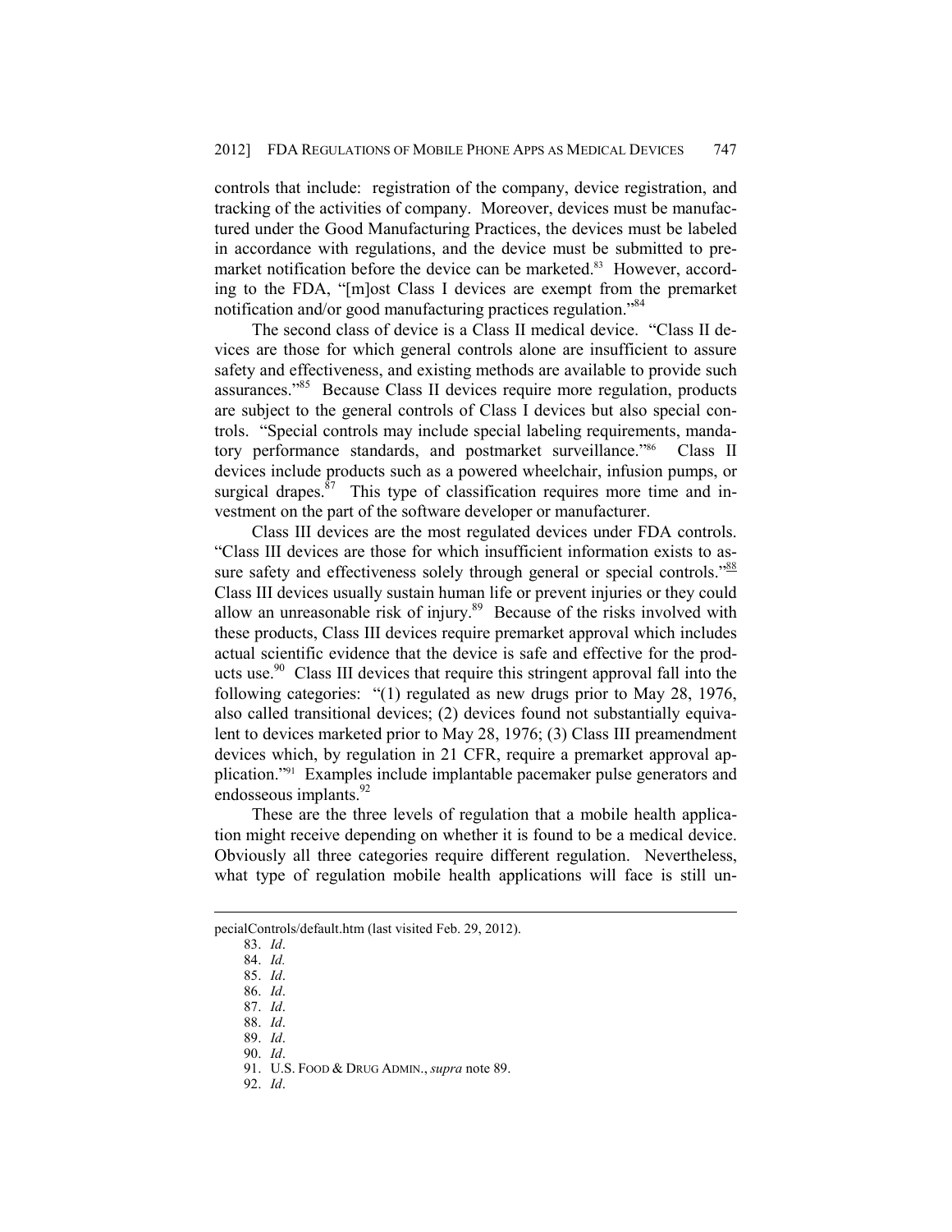controls that include: registration of the company, device registration, and tracking of the activities of company. Moreover, devices must be manufactured under the Good Manufacturing Practices, the devices must be labeled in accordance with regulations, and the device must be submitted to premarket notification before the device can be marketed.[83] However, according to the FDA, "[m]ost Class I devices are exempt from the premarket notification and/or good manufacturing practices regulation."[84]

The second class of device is a Class II medical device. "Class II devices are those for which general controls alone are insufficient to assure safety and effectiveness, and existing methods are available to provide such assurances."[85] Because Class II devices require more regulation, products are subject to the general controls of Class I devices but also special controls. "Special controls may include special labeling requirements, mandatory performance standards, and postmarket surveillance."[86] Class II devices include products such as a powered wheelchair, infusion pumps, or surgical drapes.[87] This type of classification requires more time and investment on the part of the software developer or manufacturer.

Class III devices are the most regulated devices under FDA controls. "Class III devices are those for which insufficient information exists to assure safety and effectiveness solely through general or special controls."[88] Class III devices usually sustain human life or prevent injuries or they could allow an unreasonable risk of injury.[89] Because of the risks involved with these products, Class III devices require premarket approval which includes actual scientific evidence that the device is safe and effective for the products use.[90] Class III devices that require this stringent approval fall into the following categories: "(1) regulated as new drugs prior to May 28, 1976, also called transitional devices; (2) devices found not substantially equivalent to devices marketed prior to May 28, 1976; (3) Class III preamendment devices which, by regulation in 21 CFR, require a premarket approval application."[91] Examples include implantable pacemaker pulse generators and endosseous implants.[92]

These are the three levels of regulation that a mobile health application might receive depending on whether it is found to be a medical device. Obviously all three categories require different regulation. Nevertheless, what type of regulation mobile health applications will face is still un-

---

pecialControls/default.htm (last visited Feb. 29, 2012).

83. *Id*.
84. *Id.*
85. *Id*.
86. *Id*.
87. *Id*.
88. *Id*.
89. *Id*.
90. *Id*.
91. U.S. FOOD & DRUG ADMIN., *supra* note 89.
92. *Id*.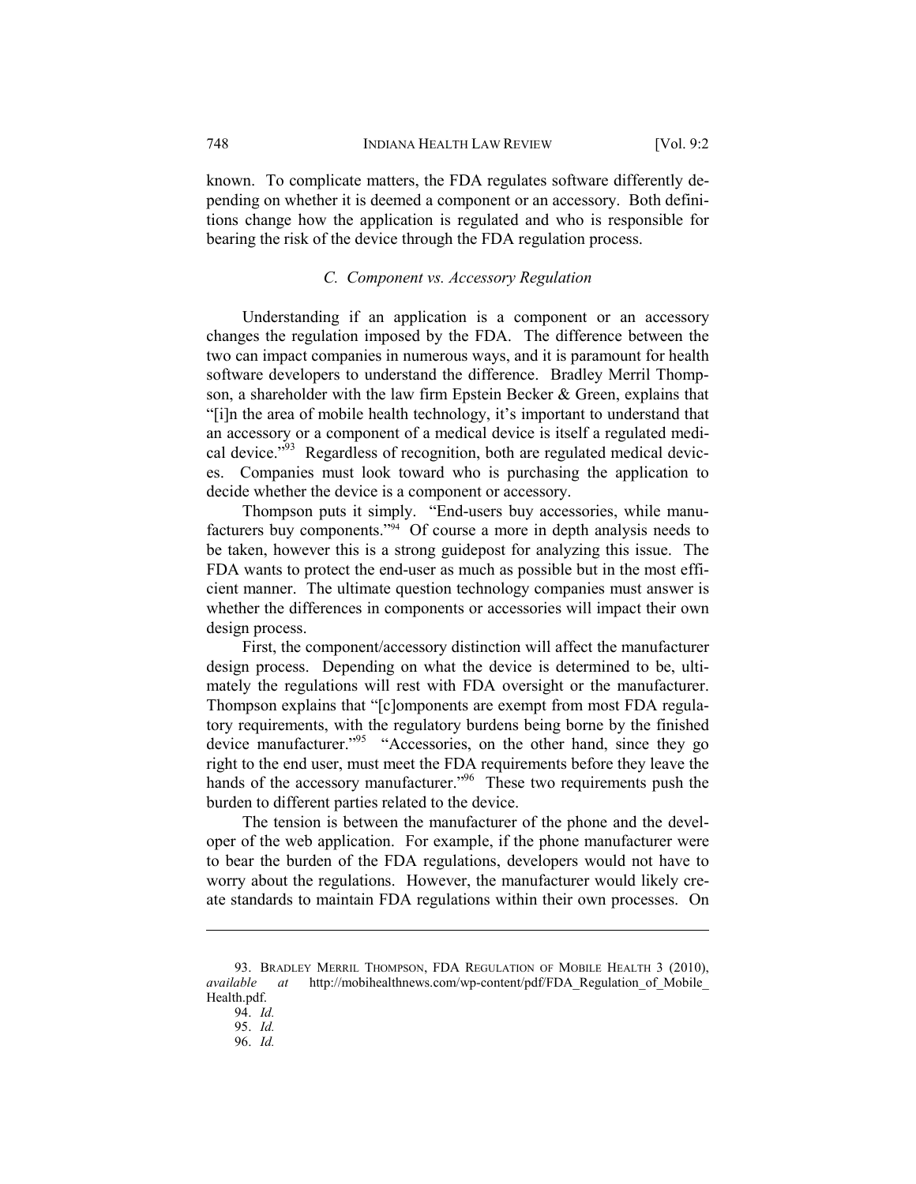known. To complicate matters, the FDA regulates software differently depending on whether it is deemed a component or an accessory. Both definitions change how the application is regulated and who is responsible for bearing the risk of the device through the FDA regulation process.

### *C. Component vs. Accessory Regulation*

Understanding if an application is a component or an accessory changes the regulation imposed by the FDA. The difference between the two can impact companies in numerous ways, and it is paramount for health software developers to understand the difference. Bradley Merril Thompson, a shareholder with the law firm Epstein Becker & Green, explains that "[i]n the area of mobile health technology, it's important to understand that an accessory or a component of a medical device is itself a regulated medical device."[93] Regardless of recognition, both are regulated medical devices. Companies must look toward who is purchasing the application to decide whether the device is a component or accessory.

Thompson puts it simply. "End-users buy accessories, while manufacturers buy components."[94] Of course a more in depth analysis needs to be taken, however this is a strong guidepost for analyzing this issue. The FDA wants to protect the end-user as much as possible but in the most efficient manner. The ultimate question technology companies must answer is whether the differences in components or accessories will impact their own design process.

First, the component/accessory distinction will affect the manufacturer design process. Depending on what the device is determined to be, ultimately the regulations will rest with FDA oversight or the manufacturer. Thompson explains that "[c]omponents are exempt from most FDA regulatory requirements, with the regulatory burdens being borne by the finished device manufacturer."[95] "Accessories, on the other hand, since they go right to the end user, must meet the FDA requirements before they leave the hands of the accessory manufacturer."[96] These two requirements push the burden to different parties related to the device.

The tension is between the manufacturer of the phone and the developer of the web application. For example, if the phone manufacturer were to bear the burden of the FDA regulations, developers would not have to worry about the regulations. However, the manufacturer would likely create standards to maintain FDA regulations within their own processes. On

---

93. BRADLEY MERRIL THOMPSON, FDA REGULATION OF MOBILE HEALTH 3 (2010), *available at* http://mobihealthnews.com/wp-content/pdf/FDA_Regulation_of_Mobile_Health.pdf.

94. *Id.*

95. *Id.*

96. *Id.*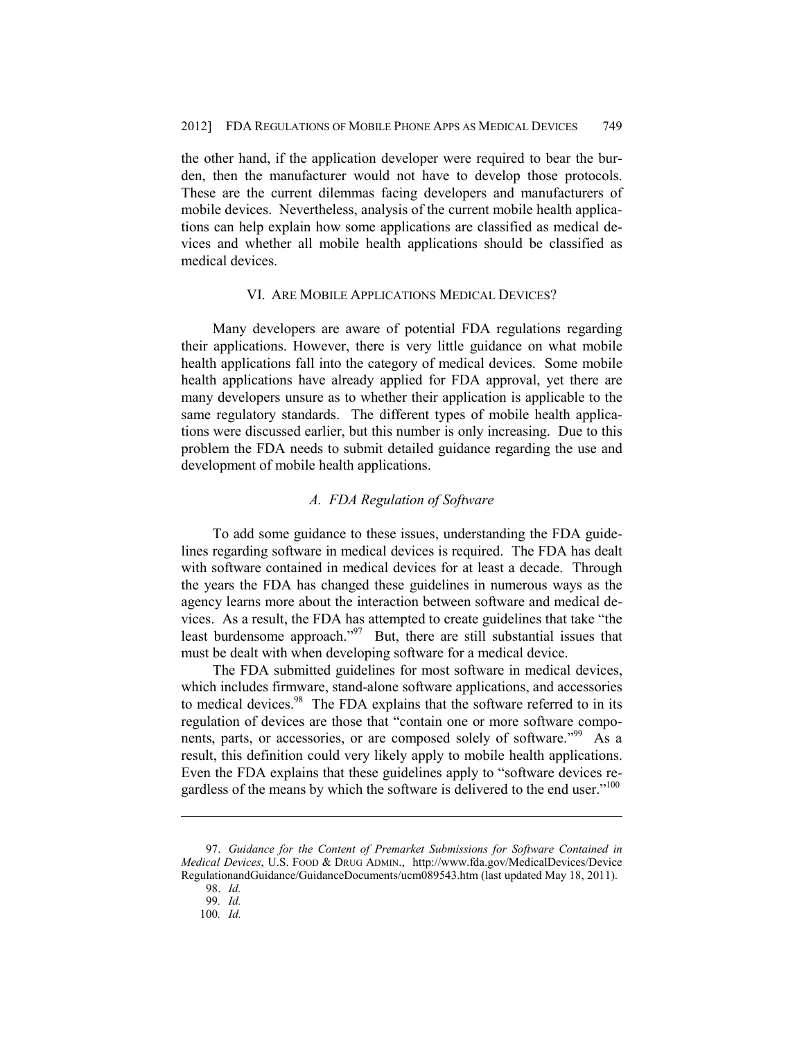the other hand, if the application developer were required to bear the burden, then the manufacturer would not have to develop those protocols. These are the current dilemmas facing developers and manufacturers of mobile devices. Nevertheless, analysis of the current mobile health applications can help explain how some applications are classified as medical devices and whether all mobile health applications should be classified as medical devices.

## VI. ARE MOBILE APPLICATIONS MEDICAL DEVICES?

Many developers are aware of potential FDA regulations regarding their applications. However, there is very little guidance on what mobile health applications fall into the category of medical devices. Some mobile health applications have already applied for FDA approval, yet there are many developers unsure as to whether their application is applicable to the same regulatory standards. The different types of mobile health applications were discussed earlier, but this number is only increasing. Due to this problem the FDA needs to submit detailed guidance regarding the use and development of mobile health applications.

### *A. FDA Regulation of Software*

To add some guidance to these issues, understanding the FDA guidelines regarding software in medical devices is required. The FDA has dealt with software contained in medical devices for at least a decade. Through the years the FDA has changed these guidelines in numerous ways as the agency learns more about the interaction between software and medical devices. As a result, the FDA has attempted to create guidelines that take "the least burdensome approach."[97] But, there are still substantial issues that must be dealt with when developing software for a medical device.

The FDA submitted guidelines for most software in medical devices, which includes firmware, stand-alone software applications, and accessories to medical devices.[98] The FDA explains that the software referred to in its regulation of devices are those that "contain one or more software components, parts, or accessories, or are composed solely of software."[99] As a result, this definition could very likely apply to mobile health applications. Even the FDA explains that these guidelines apply to "software devices regardless of the means by which the software is delivered to the end user."[100]

---

97. *Guidance for the Content of Premarket Submissions for Software Contained in Medical Devices*, U.S. FOOD & DRUG ADMIN., http://www.fda.gov/MedicalDevices/DeviceRegulationandGuidance/GuidanceDocuments/ucm089543.htm (last updated May 18, 2011).

98. *Id.*

99. *Id.*

100. *Id.*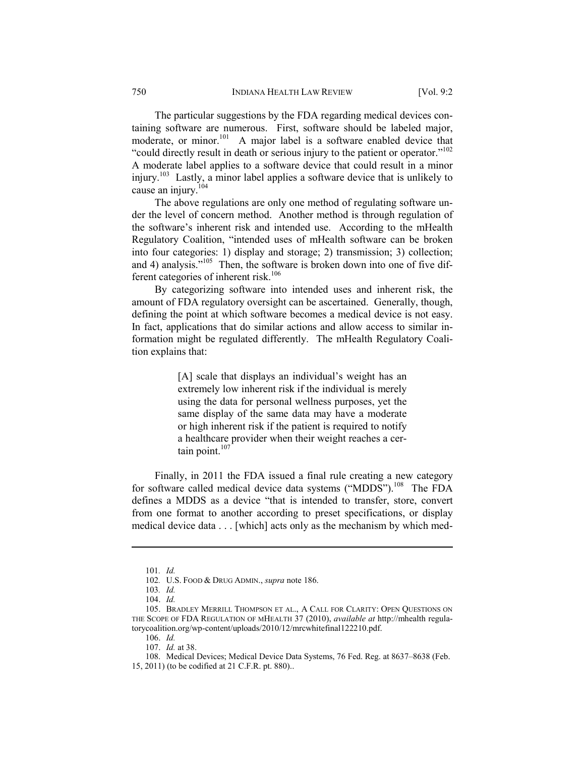The particular suggestions by the FDA regarding medical devices containing software are numerous. First, software should be labeled major, moderate, or minor.[101] A major label is a software enabled device that "could directly result in death or serious injury to the patient or operator."[102] A moderate label applies to a software device that could result in a minor injury.[103] Lastly, a minor label applies a software device that is unlikely to cause an injury.[104]

The above regulations are only one method of regulating software under the level of concern method. Another method is through regulation of the software's inherent risk and intended use. According to the mHealth Regulatory Coalition, "intended uses of mHealth software can be broken into four categories: 1) display and storage; 2) transmission; 3) collection; and 4) analysis."[105] Then, the software is broken down into one of five different categories of inherent risk.[106]

By categorizing software into intended uses and inherent risk, the amount of FDA regulatory oversight can be ascertained. Generally, though, defining the point at which software becomes a medical device is not easy. In fact, applications that do similar actions and allow access to similar information might be regulated differently. The mHealth Regulatory Coalition explains that:

> [A] scale that displays an individual's weight has an extremely low inherent risk if the individual is merely using the data for personal wellness purposes, yet the same display of the same data may have a moderate or high inherent risk if the patient is required to notify a healthcare provider when their weight reaches a certain point.[107]

Finally, in 2011 the FDA issued a final rule creating a new category for software called medical device data systems ("MDDS").[108] The FDA defines a MDDS as a device "that is intended to transfer, store, convert from one format to another according to preset specifications, or display medical device data . . . [which] acts only as the mechanism by which med-

---

101. *Id.*

102. U.S. FOOD & DRUG ADMIN., *supra* note 186.

103. *Id.*

104. *Id.*

105. BRADLEY MERRILL THOMPSON ET AL., A CALL FOR CLARITY: OPEN QUESTIONS ON THE SCOPE OF FDA REGULATION OF MHEALTH 37 (2010), *available at* http://mhealth regulatorycoalition.org/wp-content/uploads/2010/12/mrcwhitefinal122210.pdf.

106. *Id.*

107. *Id.* at 38.

108. Medical Devices; Medical Device Data Systems, 76 Fed. Reg. at 8637–8638 (Feb. 15, 2011) (to be codified at 21 C.F.R. pt. 880)..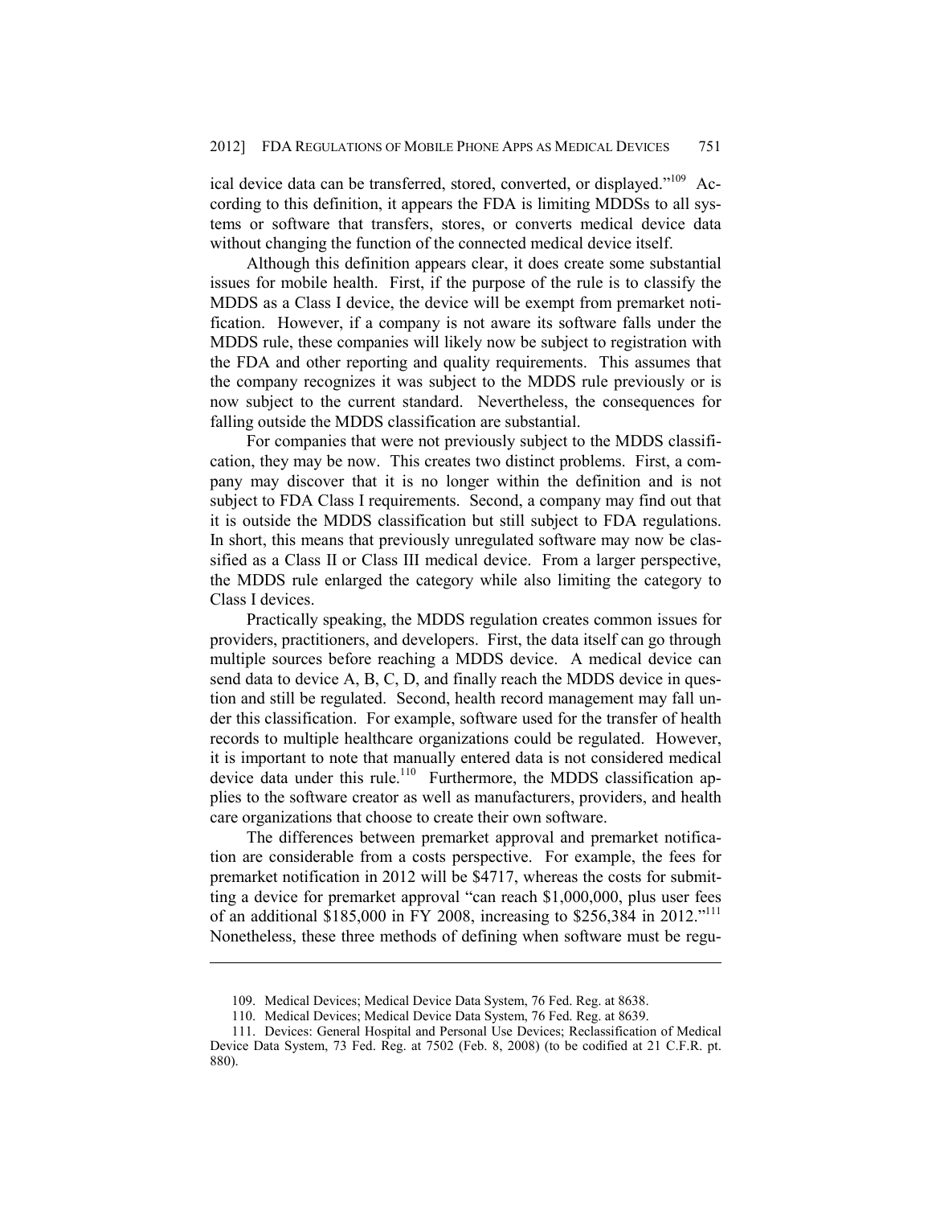ical device data can be transferred, stored, converted, or displayed."[109] According to this definition, it appears the FDA is limiting MDDSs to all systems or software that transfers, stores, or converts medical device data without changing the function of the connected medical device itself.

Although this definition appears clear, it does create some substantial issues for mobile health. First, if the purpose of the rule is to classify the MDDS as a Class I device, the device will be exempt from premarket notification. However, if a company is not aware its software falls under the MDDS rule, these companies will likely now be subject to registration with the FDA and other reporting and quality requirements. This assumes that the company recognizes it was subject to the MDDS rule previously or is now subject to the current standard. Nevertheless, the consequences for falling outside the MDDS classification are substantial.

For companies that were not previously subject to the MDDS classification, they may be now. This creates two distinct problems. First, a company may discover that it is no longer within the definition and is not subject to FDA Class I requirements. Second, a company may find out that it is outside the MDDS classification but still subject to FDA regulations. In short, this means that previously unregulated software may now be classified as a Class II or Class III medical device. From a larger perspective, the MDDS rule enlarged the category while also limiting the category to Class I devices.

Practically speaking, the MDDS regulation creates common issues for providers, practitioners, and developers. First, the data itself can go through multiple sources before reaching a MDDS device. A medical device can send data to device A, B, C, D, and finally reach the MDDS device in question and still be regulated. Second, health record management may fall under this classification. For example, software used for the transfer of health records to multiple healthcare organizations could be regulated. However, it is important to note that manually entered data is not considered medical device data under this rule.[110] Furthermore, the MDDS classification applies to the software creator as well as manufacturers, providers, and health care organizations that choose to create their own software.

The differences between premarket approval and premarket notification are considerable from a costs perspective. For example, the fees for premarket notification in 2012 will be $4717, whereas the costs for submitting a device for premarket approval "can reach $1,000,000, plus user fees of an additional $185,000 in FY 2008, increasing to $256,384 in 2012."[111] Nonetheless, these three methods of defining when software must be regu-

---

109. Medical Devices; Medical Device Data System, 76 Fed. Reg. at 8638.

110. Medical Devices; Medical Device Data System, 76 Fed. Reg. at 8639.

111. Devices: General Hospital and Personal Use Devices; Reclassification of Medical Device Data System, 73 Fed. Reg. at 7502 (Feb. 8, 2008) (to be codified at 21 C.F.R. pt. 880).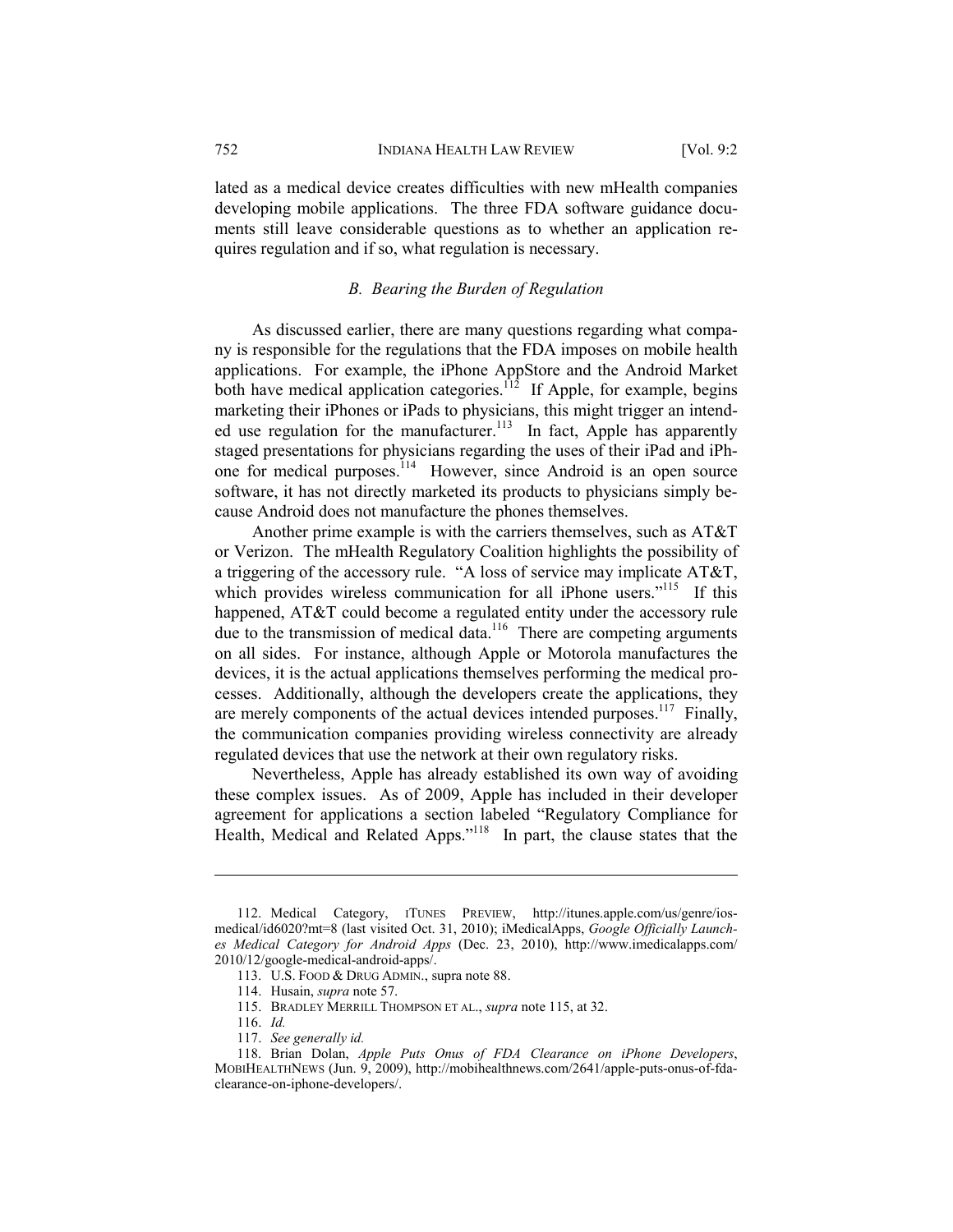lated as a medical device creates difficulties with new mHealth companies developing mobile applications. The three FDA software guidance documents still leave considerable questions as to whether an application requires regulation and if so, what regulation is necessary.

### *B. Bearing the Burden of Regulation*

As discussed earlier, there are many questions regarding what company is responsible for the regulations that the FDA imposes on mobile health applications. For example, the iPhone AppStore and the Android Market both have medical application categories.[112] If Apple, for example, begins marketing their iPhones or iPads to physicians, this might trigger an intended use regulation for the manufacturer.[113] In fact, Apple has apparently staged presentations for physicians regarding the uses of their iPad and iPhone for medical purposes.[114] However, since Android is an open source software, it has not directly marketed its products to physicians simply because Android does not manufacture the phones themselves.

Another prime example is with the carriers themselves, such as AT&T or Verizon. The mHealth Regulatory Coalition highlights the possibility of a triggering of the accessory rule. "A loss of service may implicate AT&T, which provides wireless communication for all iPhone users."[115] If this happened, AT&T could become a regulated entity under the accessory rule due to the transmission of medical data.[116] There are competing arguments on all sides. For instance, although Apple or Motorola manufactures the devices, it is the actual applications themselves performing the medical processes. Additionally, although the developers create the applications, they are merely components of the actual devices intended purposes.[117] Finally, the communication companies providing wireless connectivity are already regulated devices that use the network at their own regulatory risks.

Nevertheless, Apple has already established its own way of avoiding these complex issues. As of 2009, Apple has included in their developer agreement for applications a section labeled "Regulatory Compliance for Health, Medical and Related Apps."[118] In part, the clause states that the

---

112. Medical Category, ITUNES PREVIEW, http://itunes.apple.com/us/genre/ios-medical/id6020?mt=8 (last visited Oct. 31, 2010); iMedicalApps, *Google Officially Launches Medical Category for Android Apps* (Dec. 23, 2010), http://www.imedicalapps.com/2010/12/google-medical-android-apps/.

113. U.S. FOOD & DRUG ADMIN., supra note 88.

114. Husain, *supra* note 57.

115. BRADLEY MERRILL THOMPSON ET AL., *supra* note 115, at 32.

116. *Id.*

117. *See generally id.*

118. Brian Dolan, *Apple Puts Onus of FDA Clearance on iPhone Developers*, MOBIHEALTHNEWS (Jun. 9, 2009), http://mobihealthnews.com/2641/apple-puts-onus-of-fda-clearance-on-iphone-developers/.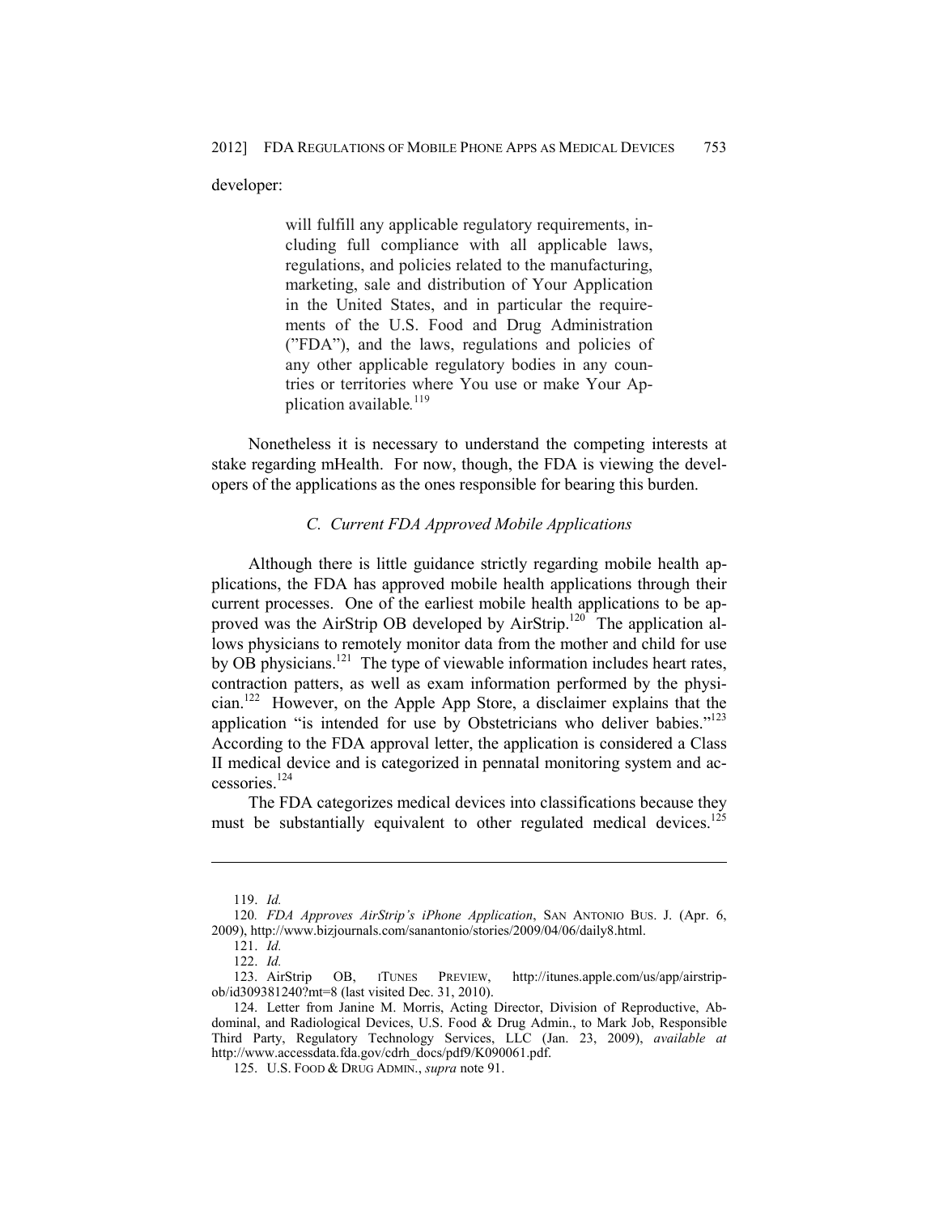developer:

> will fulfill any applicable regulatory requirements, including full compliance with all applicable laws, regulations, and policies related to the manufacturing, marketing, sale and distribution of Your Application in the United States, and in particular the requirements of the U.S. Food and Drug Administration ("FDA"), and the laws, regulations and policies of any other applicable regulatory bodies in any countries or territories where You use or make Your Application available.[119]

Nonetheless it is necessary to understand the competing interests at stake regarding mHealth. For now, though, the FDA is viewing the developers of the applications as the ones responsible for bearing this burden.

### *C. Current FDA Approved Mobile Applications*

Although there is little guidance strictly regarding mobile health applications, the FDA has approved mobile health applications through their current processes. One of the earliest mobile health applications to be approved was the AirStrip OB developed by AirStrip.[120] The application allows physicians to remotely monitor data from the mother and child for use by OB physicians.[121] The type of viewable information includes heart rates, contraction patterns, as well as exam information performed by the physician.[122] However, on the Apple App Store, a disclaimer explains that the application "is intended for use by Obstetricians who deliver babies."[123] According to the FDA approval letter, the application is considered a Class II medical device and is categorized in pennatal monitoring system and accessories.[124]

The FDA categorizes medical devices into classifications because they must be substantially equivalent to other regulated medical devices.[125]

---

119. *Id.*

120. *FDA Approves AirStrip's iPhone Application*, SAN ANTONIO BUS. J. (Apr. 6, 2009), http://www.bizjournals.com/sanantonio/stories/2009/04/06/daily8.html.

121. *Id.*

122. *Id.*

123. AirStrip OB, ITUNES PREVIEW, http://itunes.apple.com/us/app/airstrip-ob/id309381240?mt=8 (last visited Dec. 31, 2010).

124. Letter from Janine M. Morris, Acting Director, Division of Reproductive, Abdominal, and Radiological Devices, U.S. Food & Drug Admin., to Mark Job, Responsible Third Party, Regulatory Technology Services, LLC (Jan. 23, 2009), *available at* http://www.accessdata.fda.gov/cdrh_docs/pdf9/K090061.pdf.

125. U.S. FOOD & DRUG ADMIN., *supra* note 91.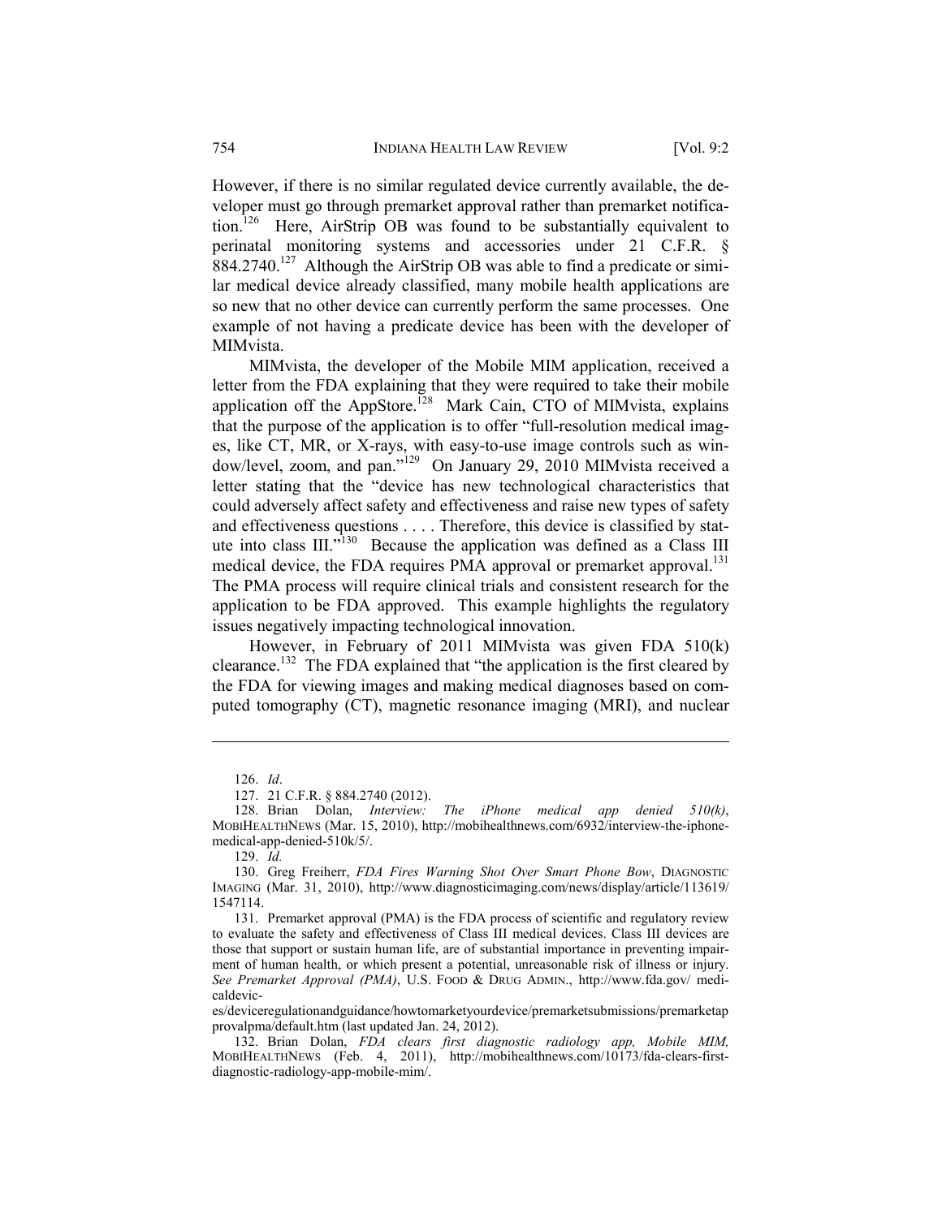However, if there is no similar regulated device currently available, the developer must go through premarket approval rather than premarket notification.[126] Here, AirStrip OB was found to be substantially equivalent to perinatal monitoring systems and accessories under 21 C.F.R. § 884.2740.[127] Although the AirStrip OB was able to find a predicate or similar medical device already classified, many mobile health applications are so new that no other device can currently perform the same processes. One example of not having a predicate device has been with the developer of MIMvista.

MIMvista, the developer of the Mobile MIM application, received a letter from the FDA explaining that they were required to take their mobile application off the AppStore.[128] Mark Cain, CTO of MIMvista, explains that the purpose of the application is to offer "full-resolution medical images, like CT, MR, or X-rays, with easy-to-use image controls such as window/level, zoom, and pan."[129] On January 29, 2010 MIMvista received a letter stating that the "device has new technological characteristics that could adversely affect safety and effectiveness and raise new types of safety and effectiveness questions . . . . Therefore, this device is classified by statute into class III."[130] Because the application was defined as a Class III medical device, the FDA requires PMA approval or premarket approval.[131] The PMA process will require clinical trials and consistent research for the application to be FDA approved. This example highlights the regulatory issues negatively impacting technological innovation.

However, in February of 2011 MIMvista was given FDA 510(k) clearance.[132] The FDA explained that "the application is the first cleared by the FDA for viewing images and making medical diagnoses based on computed tomography (CT), magnetic resonance imaging (MRI), and nuclear

---

126. *Id*.

127. 21 C.F.R. § 884.2740 (2012).

128. Brian Dolan, *Interview: The iPhone medical app denied 510(k)*, MOBIHEALTHNEWS (Mar. 15, 2010), http://mobihealthnews.com/6932/interview-the-iphone-medical-app-denied-510k/5/.

129. *Id.*

130. Greg Freiherr, *FDA Fires Warning Shot Over Smart Phone Bow*, DIAGNOSTIC IMAGING (Mar. 31, 2010), http://www.diagnosticimaging.com/news/display/article/113619/1547114.

131. Premarket approval (PMA) is the FDA process of scientific and regulatory review to evaluate the safety and effectiveness of Class III medical devices. Class III devices are those that support or sustain human life, are of substantial importance in preventing impairment of human health, or which present a potential, unreasonable risk of illness or injury. *See Premarket Approval (PMA)*, U.S. FOOD & DRUG ADMIN., http://www.fda.gov/ medicaldevices/deviceregulationandguidance/howtomarketyourdevice/premarketsubmissions/premarketapprovalpma/default.htm (last updated Jan. 24, 2012).

132. Brian Dolan, *FDA clears first diagnostic radiology app, Mobile MIM,* MOBIHEALTHNEWS (Feb. 4, 2011), http://mobihealthnews.com/10173/fda-clears-first-diagnostic-radiology-app-mobile-mim/.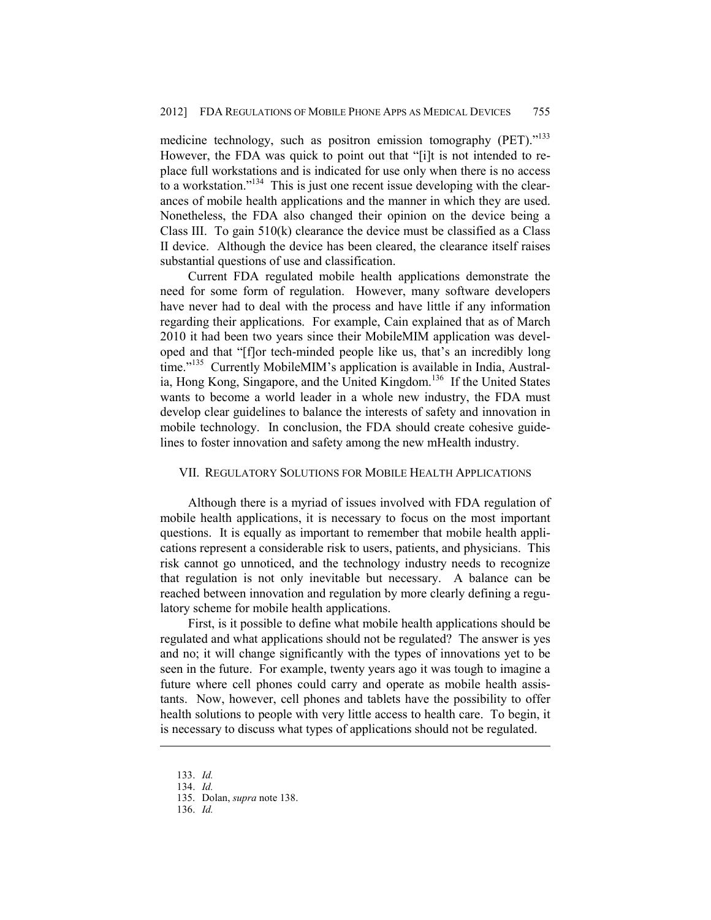medicine technology, such as positron emission tomography (PET)."[133] However, the FDA was quick to point out that "[i]t is not intended to replace full workstations and is indicated for use only when there is no access to a workstation."[134] This is just one recent issue developing with the clearances of mobile health applications and the manner in which they are used. Nonetheless, the FDA also changed their opinion on the device being a Class III. To gain 510(k) clearance the device must be classified as a Class II device. Although the device has been cleared, the clearance itself raises substantial questions of use and classification.

Current FDA regulated mobile health applications demonstrate the need for some form of regulation. However, many software developers have never had to deal with the process and have little if any information regarding their applications. For example, Cain explained that as of March 2010 it had been two years since their MobileMIM application was developed and that "[f]or tech-minded people like us, that's an incredibly long time."[135] Currently MobileMIM's application is available in India, Australia, Hong Kong, Singapore, and the United Kingdom.[136] If the United States wants to become a world leader in a whole new industry, the FDA must develop clear guidelines to balance the interests of safety and innovation in mobile technology. In conclusion, the FDA should create cohesive guidelines to foster innovation and safety among the new mHealth industry.

## VII. REGULATORY SOLUTIONS FOR MOBILE HEALTH APPLICATIONS

Although there is a myriad of issues involved with FDA regulation of mobile health applications, it is necessary to focus on the most important questions. It is equally as important to remember that mobile health applications represent a considerable risk to users, patients, and physicians. This risk cannot go unnoticed, and the technology industry needs to recognize that regulation is not only inevitable but necessary. A balance can be reached between innovation and regulation by more clearly defining a regulatory scheme for mobile health applications.

First, is it possible to define what mobile health applications should be regulated and what applications should not be regulated? The answer is yes and no; it will change significantly with the types of innovations yet to be seen in the future. For example, twenty years ago it was tough to imagine a future where cell phones could carry and operate as mobile health assistants. Now, however, cell phones and tablets have the possibility to offer health solutions to people with very little access to health care. To begin, it is necessary to discuss what types of applications should not be regulated.

133. *Id.*

134. *Id.*

135. Dolan, *supra* note 138.

136. *Id.*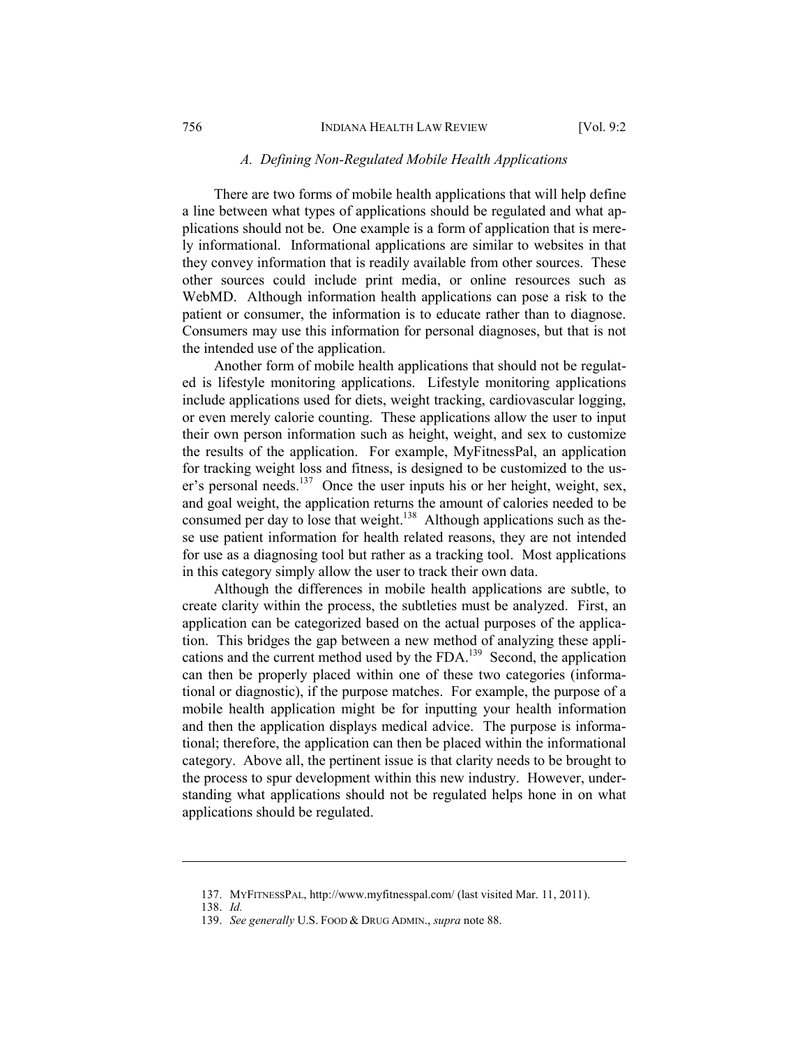### *A. Defining Non-Regulated Mobile Health Applications*

There are two forms of mobile health applications that will help define a line between what types of applications should be regulated and what applications should not be. One example is a form of application that is merely informational. Informational applications are similar to websites in that they convey information that is readily available from other sources. These other sources could include print media, or online resources such as WebMD. Although information health applications can pose a risk to the patient or consumer, the information is to educate rather than to diagnose. Consumers may use this information for personal diagnoses, but that is not the intended use of the application.

Another form of mobile health applications that should not be regulated is lifestyle monitoring applications. Lifestyle monitoring applications include applications used for diets, weight tracking, cardiovascular logging, or even merely calorie counting. These applications allow the user to input their own person information such as height, weight, and sex to customize the results of the application. For example, MyFitnessPal, an application for tracking weight loss and fitness, is designed to be customized to the user's personal needs.[137] Once the user inputs his or her height, weight, sex, and goal weight, the application returns the amount of calories needed to be consumed per day to lose that weight.[138] Although applications such as these use patient information for health related reasons, they are not intended for use as a diagnosing tool but rather as a tracking tool. Most applications in this category simply allow the user to track their own data.

Although the differences in mobile health applications are subtle, to create clarity within the process, the subtleties must be analyzed. First, an application can be categorized based on the actual purposes of the application. This bridges the gap between a new method of analyzing these applications and the current method used by the FDA.[139] Second, the application can then be properly placed within one of these two categories (informational or diagnostic), if the purpose matches. For example, the purpose of a mobile health application might be for inputting your health information and then the application displays medical advice. The purpose is informational; therefore, the application can then be placed within the informational category. Above all, the pertinent issue is that clarity needs to be brought to the process to spur development within this new industry. However, understanding what applications should not be regulated helps hone in on what applications should be regulated.

---

137. MYFITNESSPAL, http://www.myfitnesspal.com/ (last visited Mar. 11, 2011).

138. *Id.*

139. *See generally* U.S. FOOD & DRUG ADMIN., *supra* note 88.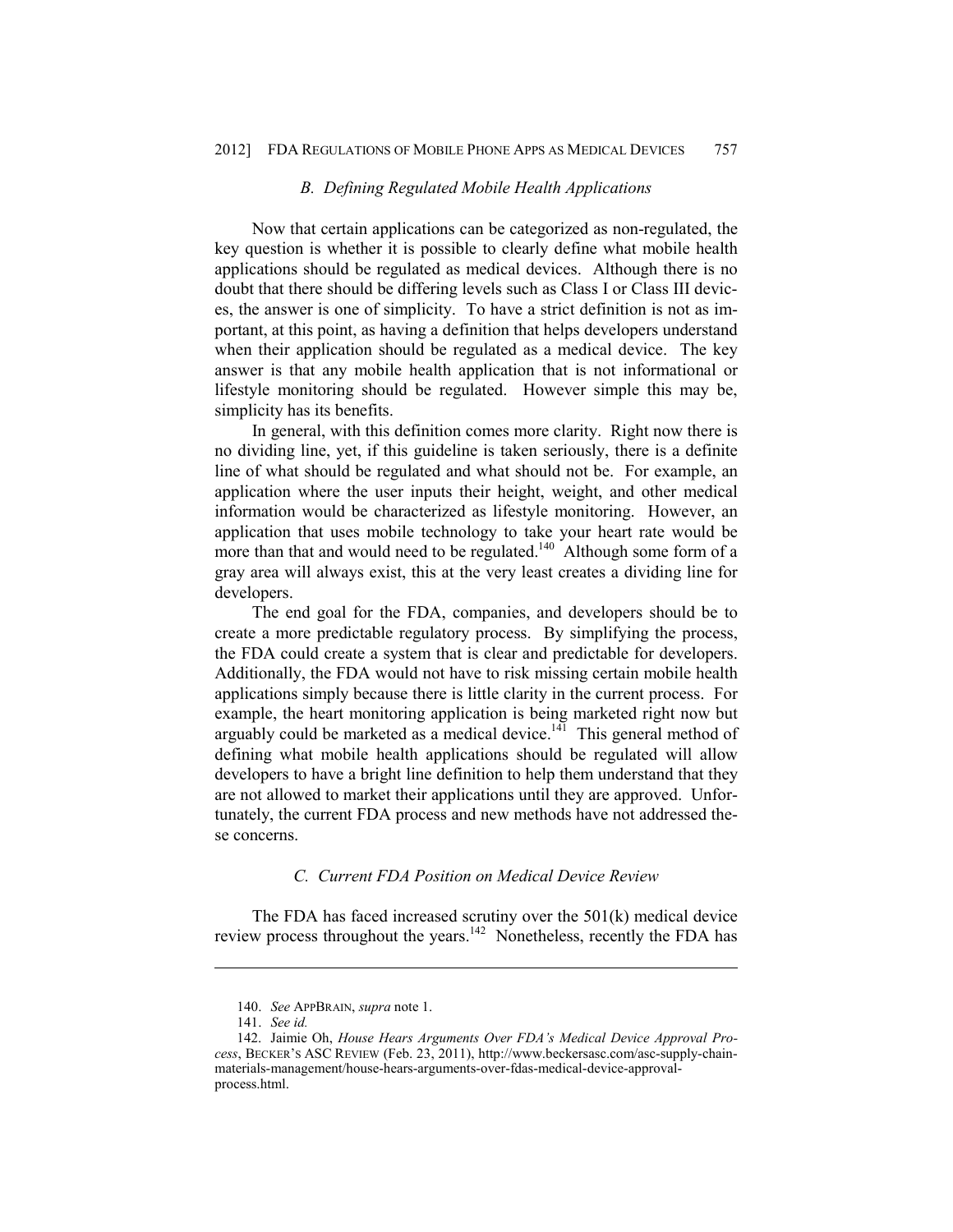### *B. Defining Regulated Mobile Health Applications*

Now that certain applications can be categorized as non-regulated, the key question is whether it is possible to clearly define what mobile health applications should be regulated as medical devices. Although there is no doubt that there should be differing levels such as Class I or Class III devices, the answer is one of simplicity. To have a strict definition is not as important, at this point, as having a definition that helps developers understand when their application should be regulated as a medical device. The key answer is that any mobile health application that is not informational or lifestyle monitoring should be regulated. However simple this may be, simplicity has its benefits.

In general, with this definition comes more clarity. Right now there is no dividing line, yet, if this guideline is taken seriously, there is a definite line of what should be regulated and what should not be. For example, an application where the user inputs their height, weight, and other medical information would be characterized as lifestyle monitoring. However, an application that uses mobile technology to take your heart rate would be more than that and would need to be regulated.[140] Although some form of a gray area will always exist, this at the very least creates a dividing line for developers.

The end goal for the FDA, companies, and developers should be to create a more predictable regulatory process. By simplifying the process, the FDA could create a system that is clear and predictable for developers. Additionally, the FDA would not have to risk missing certain mobile health applications simply because there is little clarity in the current process. For example, the heart monitoring application is being marketed right now but arguably could be marketed as a medical device.[141] This general method of defining what mobile health applications should be regulated will allow developers to have a bright line definition to help them understand that they are not allowed to market their applications until they are approved. Unfortunately, the current FDA process and new methods have not addressed these concerns.

### *C. Current FDA Position on Medical Device Review*

The FDA has faced increased scrutiny over the 501(k) medical device review process throughout the years.[142] Nonetheless, recently the FDA has

---

140. *See* APPBRAIN, *supra* note 1.

141. *See id.*

142. Jaimie Oh, *House Hears Arguments Over FDA's Medical Device Approval Process*, BECKER'S ASC REVIEW (Feb. 23, 2011), http://www.beckersasc.com/asc-supply-chain-materials-management/house-hears-arguments-over-fdas-medical-device-approval-process.html.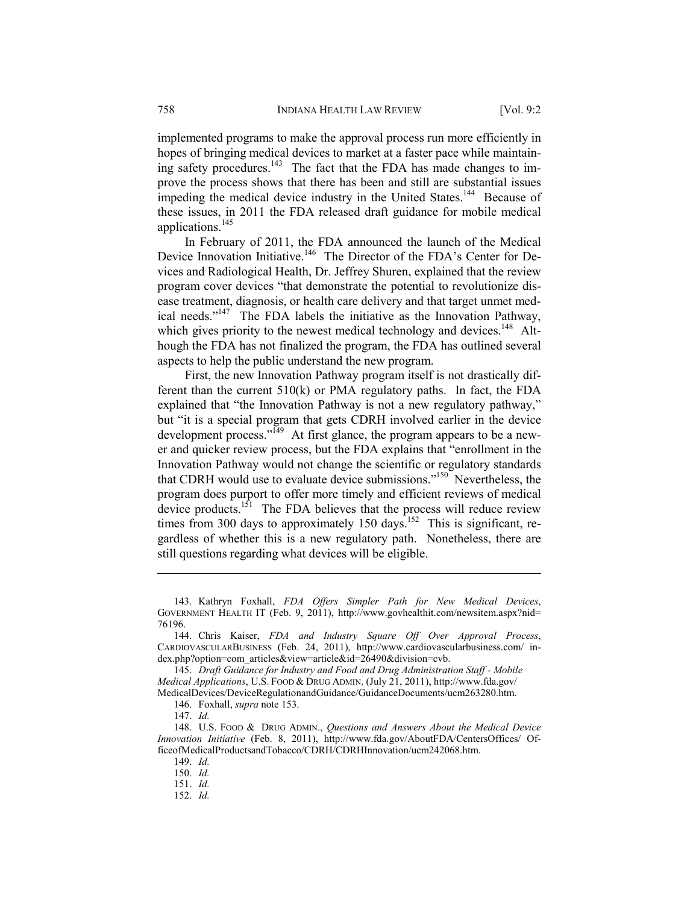implemented programs to make the approval process run more efficiently in hopes of bringing medical devices to market at a faster pace while maintaining safety procedures.[143] The fact that the FDA has made changes to improve the process shows that there has been and still are substantial issues impeding the medical device industry in the United States.[144] Because of these issues, in 2011 the FDA released draft guidance for mobile medical applications.[145]

In February of 2011, the FDA announced the launch of the Medical Device Innovation Initiative.[146] The Director of the FDA's Center for Devices and Radiological Health, Dr. Jeffrey Shuren, explained that the review program cover devices "that demonstrate the potential to revolutionize disease treatment, diagnosis, or health care delivery and that target unmet medical needs."[147] The FDA labels the initiative as the Innovation Pathway, which gives priority to the newest medical technology and devices.[148] Although the FDA has not finalized the program, the FDA has outlined several aspects to help the public understand the new program.

First, the new Innovation Pathway program itself is not drastically different than the current 510(k) or PMA regulatory paths. In fact, the FDA explained that "the Innovation Pathway is not a new regulatory pathway," but "it is a special program that gets CDRH involved earlier in the device development process."[149] At first glance, the program appears to be a newer and quicker review process, but the FDA explains that "enrollment in the Innovation Pathway would not change the scientific or regulatory standards that CDRH would use to evaluate device submissions."[150] Nevertheless, the program does purport to offer more timely and efficient reviews of medical device products.[151] The FDA believes that the process will reduce review times from 300 days to approximately 150 days.[152] This is significant, regardless of whether this is a new regulatory path. Nonetheless, there are still questions regarding what devices will be eligible.

---

143. Kathryn Foxhall, *FDA Offers Simpler Path for New Medical Devices*, GOVERNMENT HEALTH IT (Feb. 9, 2011), http://www.govhealthit.com/newsitem.aspx?nid=76196.

144. Chris Kaiser, *FDA and Industry Square Off Over Approval Process*, CARDIOVASCULARBUSINESS (Feb. 24, 2011), http://www.cardiovascularbusiness.com/ index.php?option=com_articles&view=article&id=26490&division=cvb.

145. *Draft Guidance for Industry and Food and Drug Administration Staff - Mobile Medical Applications*, U.S. FOOD & DRUG ADMIN. (July 21, 2011), http://www.fda.gov/ MedicalDevices/DeviceRegulationandGuidance/GuidanceDocuments/ucm263280.htm.

146. Foxhall, *supra* note 153.

147. *Id.*

148. U.S. FOOD & DRUG ADMIN., *Questions and Answers About the Medical Device Innovation Initiative* (Feb. 8, 2011), http://www.fda.gov/AboutFDA/CentersOffices/ OfficeofMedicalProductsandTobacco/CDRH/CDRHInnovation/ucm242068.htm.

149. *Id.*

150. *Id.*

151. *Id.*

152. *Id.*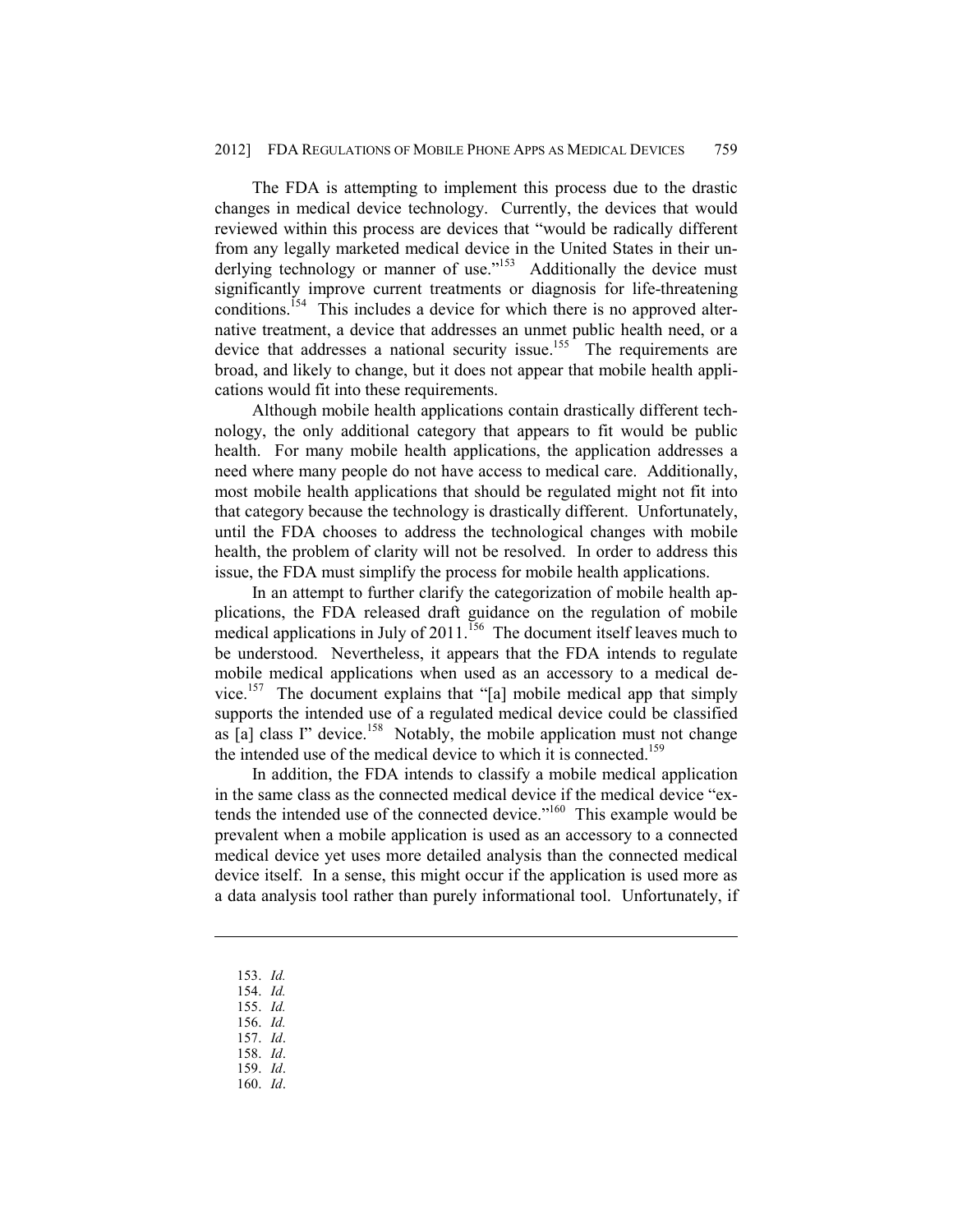The FDA is attempting to implement this process due to the drastic changes in medical device technology. Currently, the devices that would reviewed within this process are devices that "would be radically different from any legally marketed medical device in the United States in their underlying technology or manner of use."[153] Additionally the device must significantly improve current treatments or diagnosis for life-threatening conditions.[154] This includes a device for which there is no approved alternative treatment, a device that addresses an unmet public health need, or a device that addresses a national security issue.[155] The requirements are broad, and likely to change, but it does not appear that mobile health applications would fit into these requirements.

Although mobile health applications contain drastically different technology, the only additional category that appears to fit would be public health. For many mobile health applications, the application addresses a need where many people do not have access to medical care. Additionally, most mobile health applications that should be regulated might not fit into that category because the technology is drastically different. Unfortunately, until the FDA chooses to address the technological changes with mobile health, the problem of clarity will not be resolved. In order to address this issue, the FDA must simplify the process for mobile health applications.

In an attempt to further clarify the categorization of mobile health applications, the FDA released draft guidance on the regulation of mobile medical applications in July of 2011.[156] The document itself leaves much to be understood. Nevertheless, it appears that the FDA intends to regulate mobile medical applications when used as an accessory to a medical device.[157] The document explains that "[a] mobile medical app that simply supports the intended use of a regulated medical device could be classified as [a] class I" device.[158] Notably, the mobile application must not change the intended use of the medical device to which it is connected.[159]

In addition, the FDA intends to classify a mobile medical application in the same class as the connected medical device if the medical device "extends the intended use of the connected device."[160] This example would be prevalent when a mobile application is used as an accessory to a connected medical device yet uses more detailed analysis than the connected medical device itself. In a sense, this might occur if the application is used more as a data analysis tool rather than purely informational tool. Unfortunately, if

---

153. *Id.*
154. *Id.*
155. *Id.*
156. *Id.*
157. *Id*.
158. *Id*.
159. *Id*.
160. *Id*.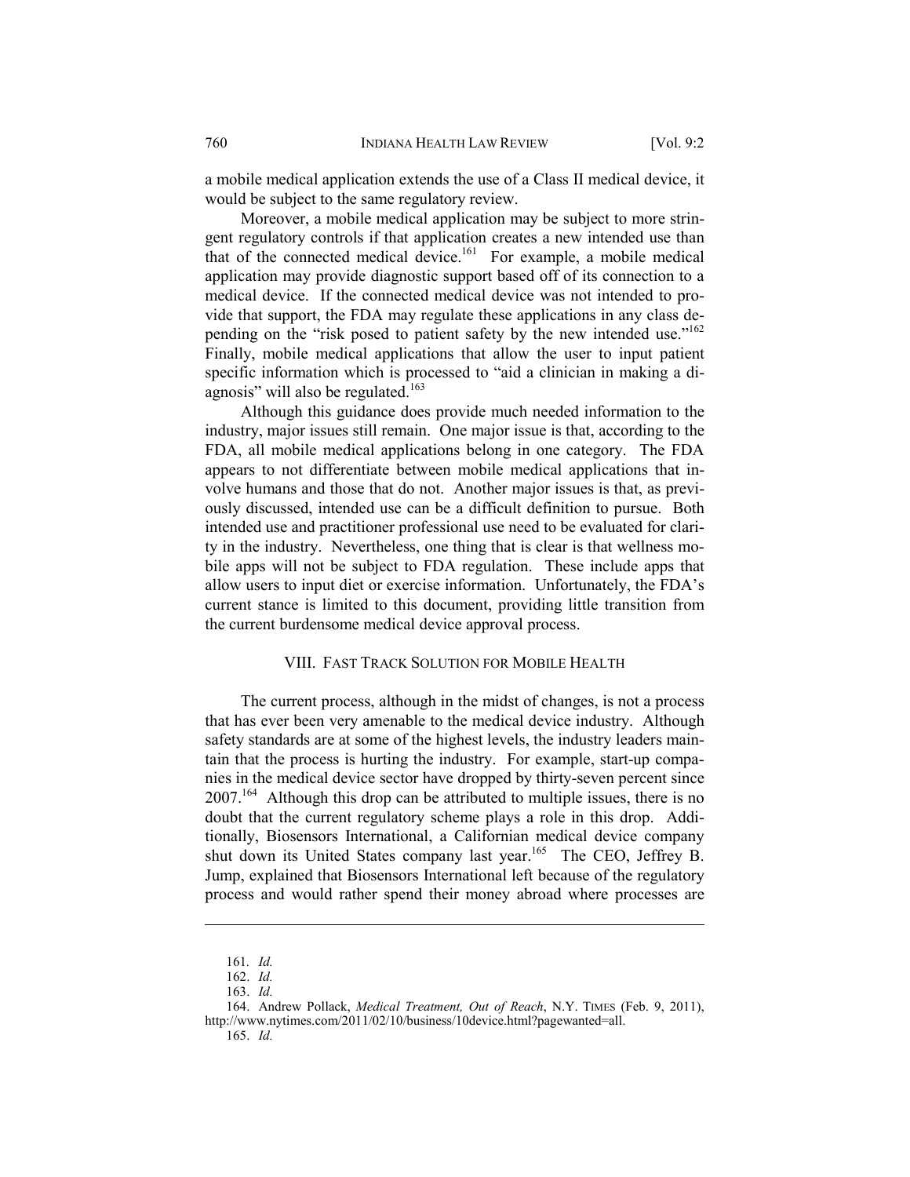a mobile medical application extends the use of a Class II medical device, it would be subject to the same regulatory review.

Moreover, a mobile medical application may be subject to more stringent regulatory controls if that application creates a new intended use than that of the connected medical device.[161] For example, a mobile medical application may provide diagnostic support based off of its connection to a medical device. If the connected medical device was not intended to provide that support, the FDA may regulate these applications in any class depending on the "risk posed to patient safety by the new intended use."[162] Finally, mobile medical applications that allow the user to input patient specific information which is processed to "aid a clinician in making a diagnosis" will also be regulated.[163]

Although this guidance does provide much needed information to the industry, major issues still remain. One major issue is that, according to the FDA, all mobile medical applications belong in one category. The FDA appears to not differentiate between mobile medical applications that involve humans and those that do not. Another major issues is that, as previously discussed, intended use can be a difficult definition to pursue. Both intended use and practitioner professional use need to be evaluated for clarity in the industry. Nevertheless, one thing that is clear is that wellness mobile apps will not be subject to FDA regulation. These include apps that allow users to input diet or exercise information. Unfortunately, the FDA's current stance is limited to this document, providing little transition from the current burdensome medical device approval process.

## VIII. Fast Track Solution for Mobile Health

The current process, although in the midst of changes, is not a process that has ever been very amenable to the medical device industry. Although safety standards are at some of the highest levels, the industry leaders maintain that the process is hurting the industry. For example, start-up companies in the medical device sector have dropped by thirty-seven percent since 2007.[164] Although this drop can be attributed to multiple issues, there is no doubt that the current regulatory scheme plays a role in this drop. Additionally, Biosensors International, a Californian medical device company shut down its United States company last year.[165] The CEO, Jeffrey B. Jump, explained that Biosensors International left because of the regulatory process and would rather spend their money abroad where processes are

---

161. *Id.*

162. *Id.*

163. *Id.*

164. Andrew Pollack, *Medical Treatment, Out of Reach*, N.Y. TIMES (Feb. 9, 2011), http://www.nytimes.com/2011/02/10/business/10device.html?pagewanted=all.

165. *Id.*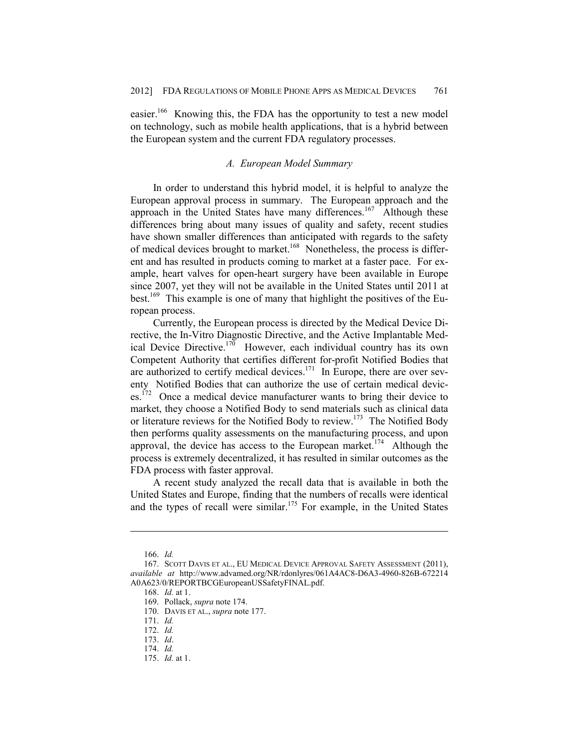easier.[166] Knowing this, the FDA has the opportunity to test a new model on technology, such as mobile health applications, that is a hybrid between the European system and the current FDA regulatory processes.

### *A. European Model Summary*

In order to understand this hybrid model, it is helpful to analyze the European approval process in summary. The European approach and the approach in the United States have many differences.[167] Although these differences bring about many issues of quality and safety, recent studies have shown smaller differences than anticipated with regards to the safety of medical devices brought to market.[168] Nonetheless, the process is different and has resulted in products coming to market at a faster pace. For example, heart valves for open-heart surgery have been available in Europe since 2007, yet they will not be available in the United States until 2011 at best.[169] This example is one of many that highlight the positives of the European process.

Currently, the European process is directed by the Medical Device Directive, the In-Vitro Diagnostic Directive, and the Active Implantable Medical Device Directive.[170] However, each individual country has its own Competent Authority that certifies different for-profit Notified Bodies that are authorized to certify medical devices.[171] In Europe, there are over seventy Notified Bodies that can authorize the use of certain medical devices.[172] Once a medical device manufacturer wants to bring their device to market, they choose a Notified Body to send materials such as clinical data or literature reviews for the Notified Body to review.[173] The Notified Body then performs quality assessments on the manufacturing process, and upon approval, the device has access to the European market.[174] Although the process is extremely decentralized, it has resulted in similar outcomes as the FDA process with faster approval.

A recent study analyzed the recall data that is available in both the United States and Europe, finding that the numbers of recalls were identical and the types of recall were similar.[175] For example, in the United States

---

166. *Id.*

167. SCOTT DAVIS ET AL., EU MEDICAL DEVICE APPROVAL SAFETY ASSESSMENT (2011), *available at* http://www.advamed.org/NR/rdonlyres/061A4AC8-D6A3-4960-826B-672214A0A623/0/REPORTBCGEuropeanUSSafetyFINAL.pdf.

168. *Id.* at 1.

169. Pollack, *supra* note 174.

170. DAVIS ET AL., *supra* note 177.

171. *Id.*

172. *Id.*

173. *Id*.

174. *Id.*

175. *Id.* at 1.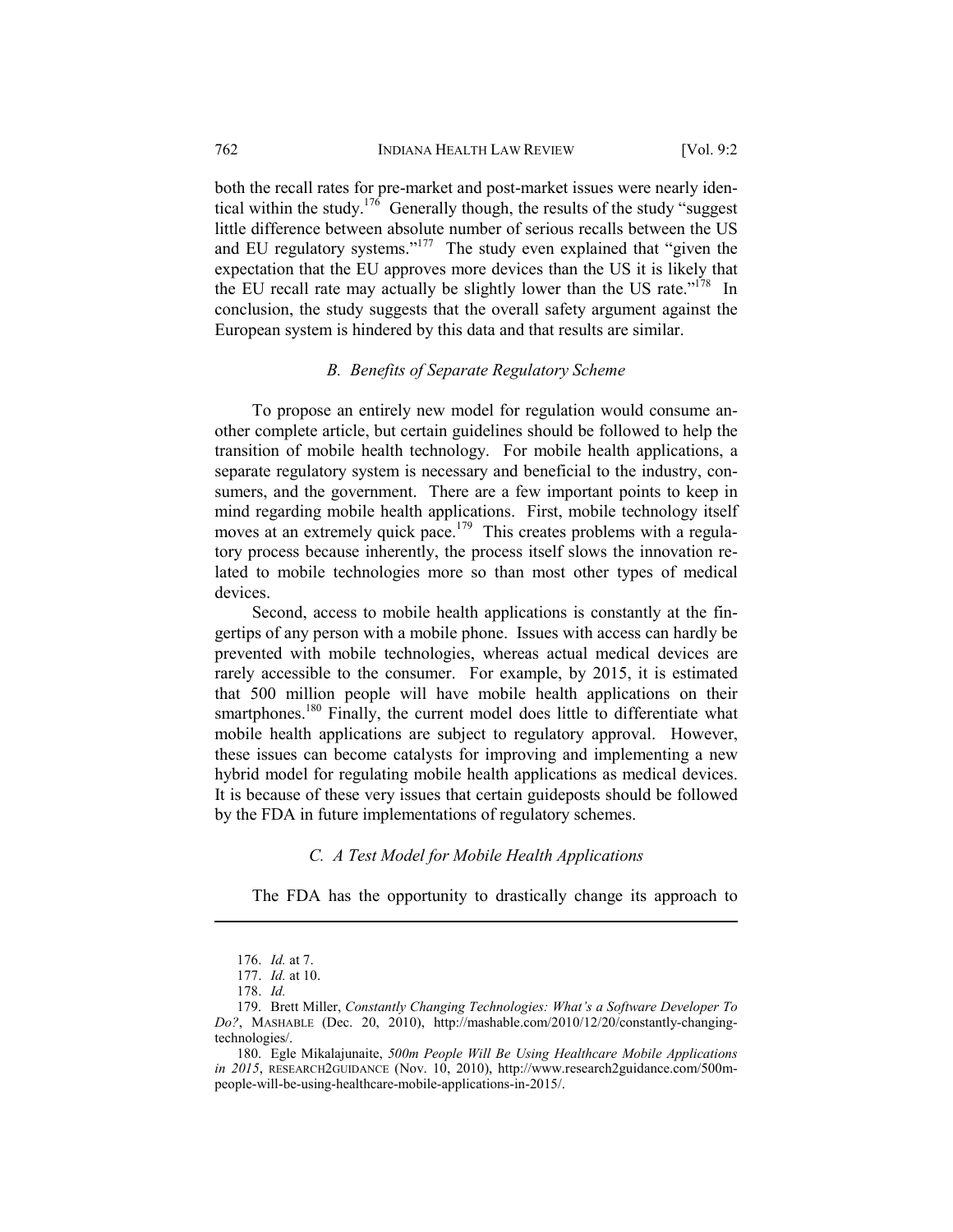both the recall rates for pre-market and post-market issues were nearly identical within the study.[176] Generally though, the results of the study "suggest little difference between absolute number of serious recalls between the US and EU regulatory systems."[177] The study even explained that "given the expectation that the EU approves more devices than the US it is likely that the EU recall rate may actually be slightly lower than the US rate."[178] In conclusion, the study suggests that the overall safety argument against the European system is hindered by this data and that results are similar.

### *B. Benefits of Separate Regulatory Scheme*

To propose an entirely new model for regulation would consume another complete article, but certain guidelines should be followed to help the transition of mobile health technology. For mobile health applications, a separate regulatory system is necessary and beneficial to the industry, consumers, and the government. There are a few important points to keep in mind regarding mobile health applications. First, mobile technology itself moves at an extremely quick pace.[179] This creates problems with a regulatory process because inherently, the process itself slows the innovation related to mobile technologies more so than most other types of medical devices.

Second, access to mobile health applications is constantly at the fingertips of any person with a mobile phone. Issues with access can hardly be prevented with mobile technologies, whereas actual medical devices are rarely accessible to the consumer. For example, by 2015, it is estimated that 500 million people will have mobile health applications on their smartphones.[180] Finally, the current model does little to differentiate what mobile health applications are subject to regulatory approval. However, these issues can become catalysts for improving and implementing a new hybrid model for regulating mobile health applications as medical devices. It is because of these very issues that certain guideposts should be followed by the FDA in future implementations of regulatory schemes.

### *C. A Test Model for Mobile Health Applications*

The FDA has the opportunity to drastically change its approach to

---

176. *Id.* at 7.

177. *Id.* at 10.

178. *Id.*

179. Brett Miller, *Constantly Changing Technologies: What's a Software Developer To Do?*, MASHABLE (Dec. 20, 2010), http://mashable.com/2010/12/20/constantly-changing-technologies/.

180. Egle Mikalajunaite, *500m People Will Be Using Healthcare Mobile Applications in 2015*, RESEARCH2GUIDANCE (Nov. 10, 2010), http://www.research2guidance.com/500m-people-will-be-using-healthcare-mobile-applications-in-2015/.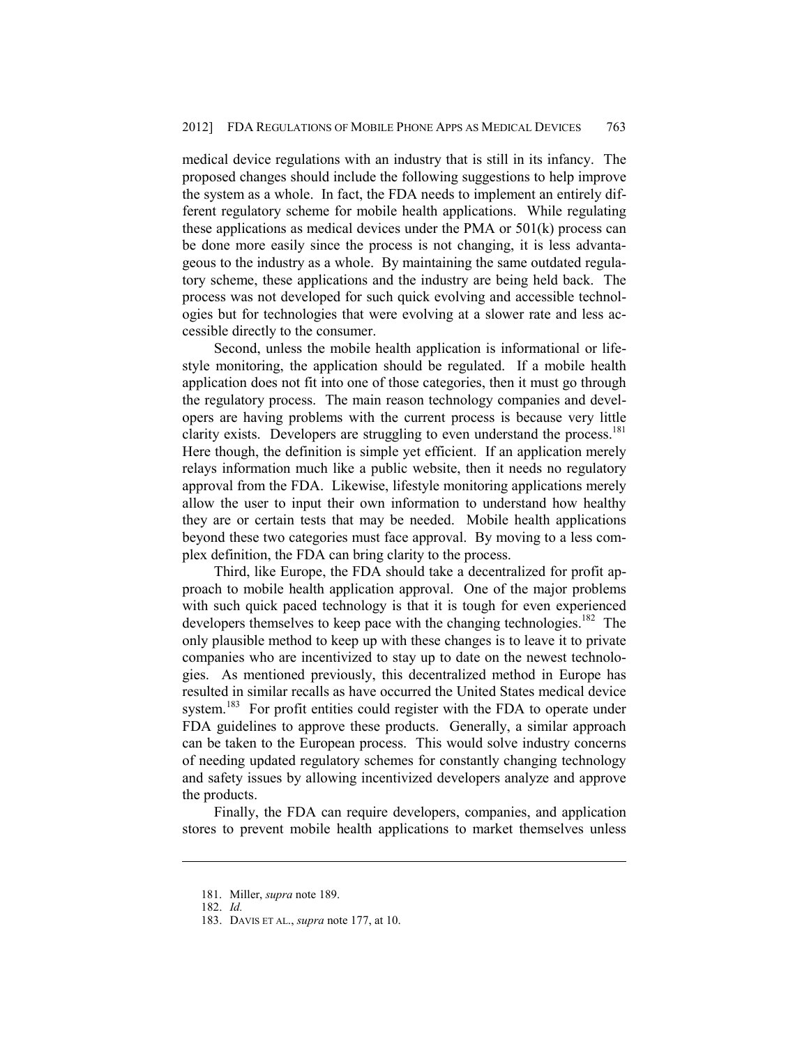medical device regulations with an industry that is still in its infancy. The proposed changes should include the following suggestions to help improve the system as a whole. In fact, the FDA needs to implement an entirely different regulatory scheme for mobile health applications. While regulating these applications as medical devices under the PMA or 501(k) process can be done more easily since the process is not changing, it is less advantageous to the industry as a whole. By maintaining the same outdated regulatory scheme, these applications and the industry are being held back. The process was not developed for such quick evolving and accessible technologies but for technologies that were evolving at a slower rate and less accessible directly to the consumer.

Second, unless the mobile health application is informational or lifestyle monitoring, the application should be regulated. If a mobile health application does not fit into one of those categories, then it must go through the regulatory process. The main reason technology companies and developers are having problems with the current process is because very little clarity exists. Developers are struggling to even understand the process.[181] Here though, the definition is simple yet efficient. If an application merely relays information much like a public website, then it needs no regulatory approval from the FDA. Likewise, lifestyle monitoring applications merely allow the user to input their own information to understand how healthy they are or certain tests that may be needed. Mobile health applications beyond these two categories must face approval. By moving to a less complex definition, the FDA can bring clarity to the process.

Third, like Europe, the FDA should take a decentralized for profit approach to mobile health application approval. One of the major problems with such quick paced technology is that it is tough for even experienced developers themselves to keep pace with the changing technologies.[182] The only plausible method to keep up with these changes is to leave it to private companies who are incentivized to stay up to date on the newest technologies. As mentioned previously, this decentralized method in Europe has resulted in similar recalls as have occurred the United States medical device system.[183] For profit entities could register with the FDA to operate under FDA guidelines to approve these products. Generally, a similar approach can be taken to the European process. This would solve industry concerns of needing updated regulatory schemes for constantly changing technology and safety issues by allowing incentivized developers analyze and approve the products.

Finally, the FDA can require developers, companies, and application stores to prevent mobile health applications to market themselves unless

---

181. Miller, *supra* note 189.

182. *Id.*

183. DAVIS ET AL., *supra* note 177, at 10.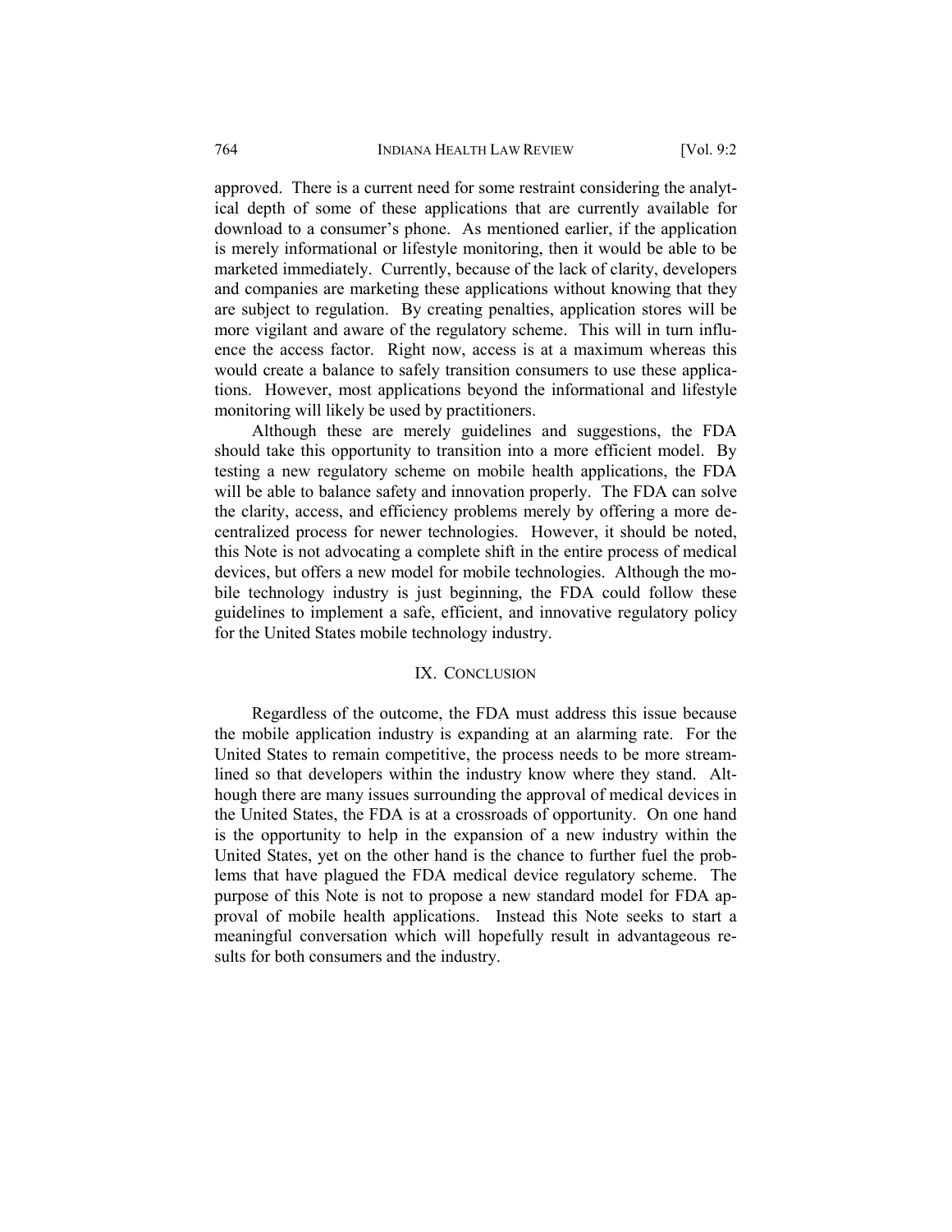approved. There is a current need for some restraint considering the analytical depth of some of these applications that are currently available for download to a consumer's phone. As mentioned earlier, if the application is merely informational or lifestyle monitoring, then it would be able to be marketed immediately. Currently, because of the lack of clarity, developers and companies are marketing these applications without knowing that they are subject to regulation. By creating penalties, application stores will be more vigilant and aware of the regulatory scheme. This will in turn influence the access factor. Right now, access is at a maximum whereas this would create a balance to safely transition consumers to use these applications. However, most applications beyond the informational and lifestyle monitoring will likely be used by practitioners.

Although these are merely guidelines and suggestions, the FDA should take this opportunity to transition into a more efficient model. By testing a new regulatory scheme on mobile health applications, the FDA will be able to balance safety and innovation properly. The FDA can solve the clarity, access, and efficiency problems merely by offering a more decentralized process for newer technologies. However, it should be noted, this Note is not advocating a complete shift in the entire process of medical devices, but offers a new model for mobile technologies. Although the mobile technology industry is just beginning, the FDA could follow these guidelines to implement a safe, efficient, and innovative regulatory policy for the United States mobile technology industry.

## IX. Conclusion

Regardless of the outcome, the FDA must address this issue because the mobile application industry is expanding at an alarming rate. For the United States to remain competitive, the process needs to be more streamlined so that developers within the industry know where they stand. Although there are many issues surrounding the approval of medical devices in the United States, the FDA is at a crossroads of opportunity. On one hand is the opportunity to help in the expansion of a new industry within the United States, yet on the other hand is the chance to further fuel the problems that have plagued the FDA medical device regulatory scheme. The purpose of this Note is not to propose a new standard model for FDA approval of mobile health applications. Instead this Note seeks to start a meaningful conversation which will hopefully result in advantageous results for both consumers and the industry.